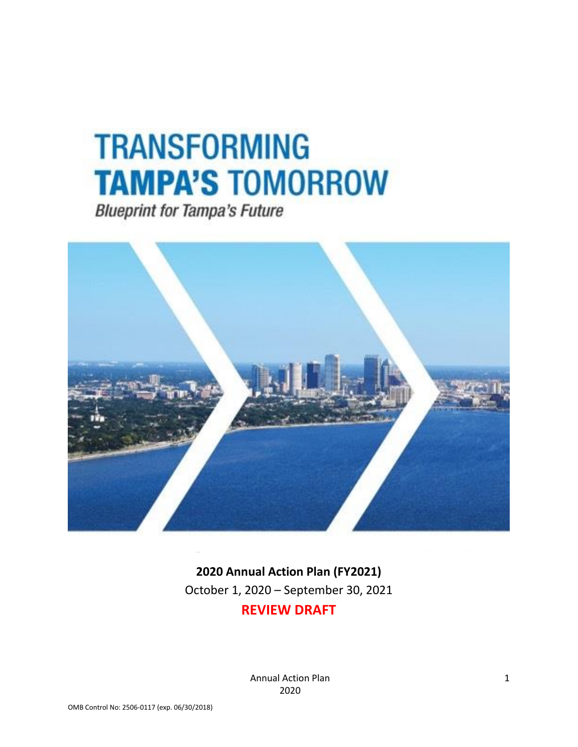# TRANSFORMING TAMPA'S TOMORROW

*Blueprint for Tampa's Future*

**2020 Annual Action Plan (FY2021)**

October 1, 2020 – September 30, 2021

**REVIEW DRAFT**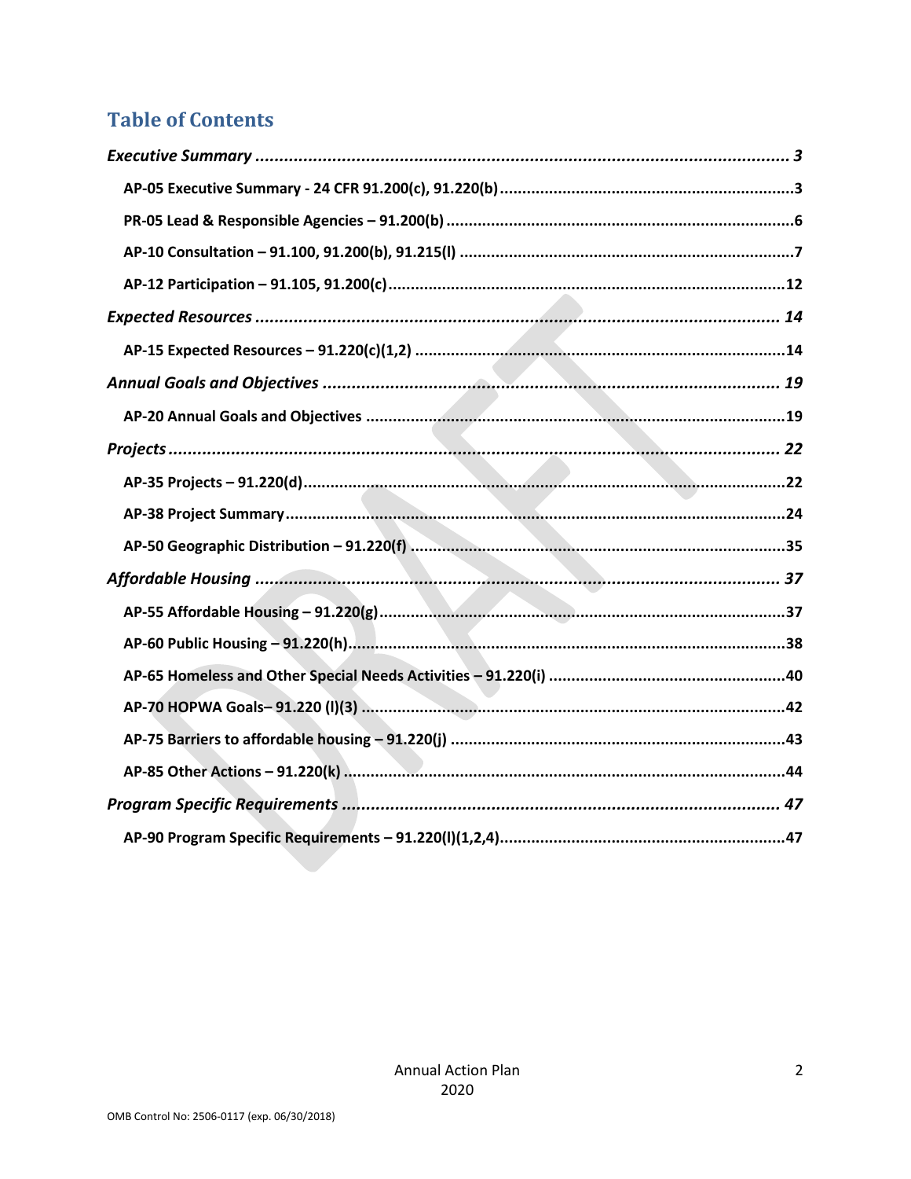## Table of Contents

*Executive Summary* ............ *3*

- AP-05 Executive Summary - 24 CFR 91.200(c), 91.220(b) ............ 3
- PR-05 Lead & Responsible Agencies – 91.200(b) ............ 6
- AP-10 Consultation – 91.100, 91.200(b), 91.215(l) ............ 7
- AP-12 Participation – 91.105, 91.200(c) ............ 12

*Expected Resources* ............ *14*

- AP-15 Expected Resources – 91.220(c)(1,2) ............ 14

*Annual Goals and Objectives* ............ *19*

- AP-20 Annual Goals and Objectives ............ 19

*Projects* ............ *22*

- AP-35 Projects – 91.220(d) ............ 22
- AP-38 Project Summary ............ 24
- AP-50 Geographic Distribution – 91.220(f) ............ 35

*Affordable Housing* ............ *37*

- AP-55 Affordable Housing – 91.220(g) ............ 37
- AP-60 Public Housing – 91.220(h) ............ 38
- AP-65 Homeless and Other Special Needs Activities – 91.220(i) ............ 40
- AP-70 HOPWA Goals– 91.220 (l)(3) ............ 42
- AP-75 Barriers to affordable housing – 91.220(j) ............ 43
- AP-85 Other Actions – 91.220(k) ............ 44

*Program Specific Requirements* ............ *47*

- AP-90 Program Specific Requirements – 91.220(l)(1,2,4) ............ 47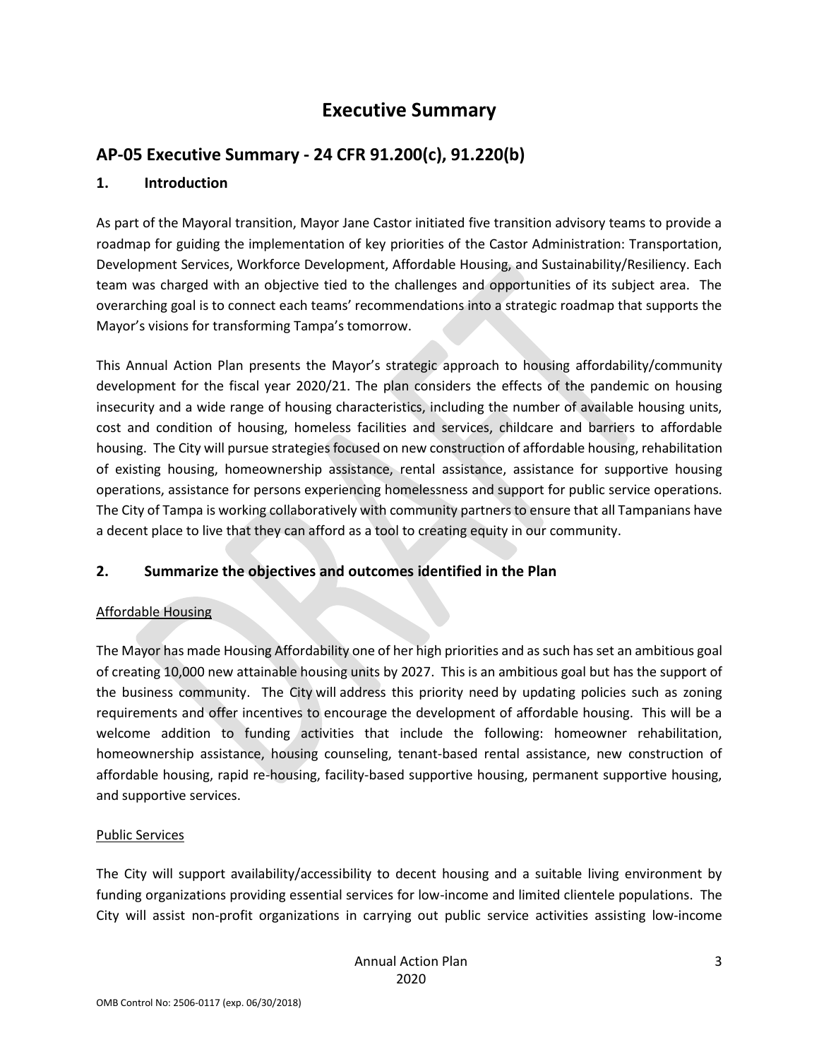# Executive Summary

## AP-05 Executive Summary - 24 CFR 91.200(c), 91.220(b)

### 1. Introduction

As part of the Mayoral transition, Mayor Jane Castor initiated five transition advisory teams to provide a roadmap for guiding the implementation of key priorities of the Castor Administration: Transportation, Development Services, Workforce Development, Affordable Housing, and Sustainability/Resiliency. Each team was charged with an objective tied to the challenges and opportunities of its subject area. The overarching goal is to connect each teams' recommendations into a strategic roadmap that supports the Mayor's visions for transforming Tampa's tomorrow.

This Annual Action Plan presents the Mayor's strategic approach to housing affordability/community development for the fiscal year 2020/21. The plan considers the effects of the pandemic on housing insecurity and a wide range of housing characteristics, including the number of available housing units, cost and condition of housing, homeless facilities and services, childcare and barriers to affordable housing. The City will pursue strategies focused on new construction of affordable housing, rehabilitation of existing housing, homeownership assistance, rental assistance, assistance for supportive housing operations, assistance for persons experiencing homelessness and support for public service operations. The City of Tampa is working collaboratively with community partners to ensure that all Tampanians have a decent place to live that they can afford as a tool to creating equity in our community.

### 2. Summarize the objectives and outcomes identified in the Plan

Affordable Housing

The Mayor has made Housing Affordability one of her high priorities and as such has set an ambitious goal of creating 10,000 new attainable housing units by 2027. This is an ambitious goal but has the support of the business community. The City will address this priority need by updating policies such as zoning requirements and offer incentives to encourage the development of affordable housing. This will be a welcome addition to funding activities that include the following: homeowner rehabilitation, homeownership assistance, housing counseling, tenant-based rental assistance, new construction of affordable housing, rapid re-housing, facility-based supportive housing, permanent supportive housing, and supportive services.

Public Services

The City will support availability/accessibility to decent housing and a suitable living environment by funding organizations providing essential services for low-income and limited clientele populations. The City will assist non-profit organizations in carrying out public service activities assisting low-income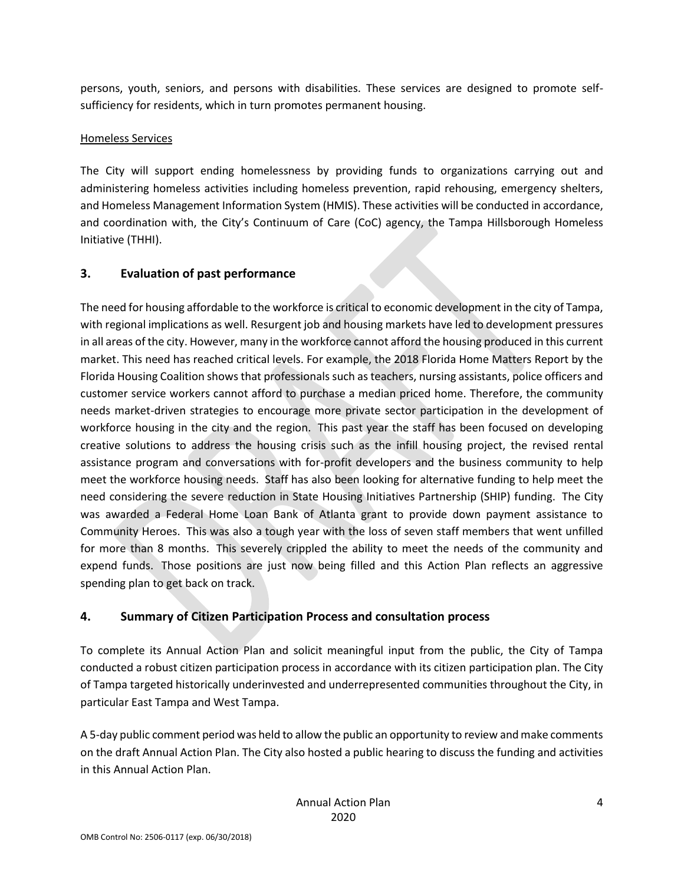persons, youth, seniors, and persons with disabilities. These services are designed to promote self-sufficiency for residents, which in turn promotes permanent housing.

Homeless Services

The City will support ending homelessness by providing funds to organizations carrying out and administering homeless activities including homeless prevention, rapid rehousing, emergency shelters, and Homeless Management Information System (HMIS). These activities will be conducted in accordance, and coordination with, the City's Continuum of Care (CoC) agency, the Tampa Hillsborough Homeless Initiative (THHI).

## 3. Evaluation of past performance

The need for housing affordable to the workforce is critical to economic development in the city of Tampa, with regional implications as well. Resurgent job and housing markets have led to development pressures in all areas of the city. However, many in the workforce cannot afford the housing produced in this current market. This need has reached critical levels. For example, the 2018 Florida Home Matters Report by the Florida Housing Coalition shows that professionals such as teachers, nursing assistants, police officers and customer service workers cannot afford to purchase a median priced home. Therefore, the community needs market-driven strategies to encourage more private sector participation in the development of workforce housing in the city and the region. This past year the staff has been focused on developing creative solutions to address the housing crisis such as the infill housing project, the revised rental assistance program and conversations with for-profit developers and the business community to help meet the workforce housing needs. Staff has also been looking for alternative funding to help meet the need considering the severe reduction in State Housing Initiatives Partnership (SHIP) funding. The City was awarded a Federal Home Loan Bank of Atlanta grant to provide down payment assistance to Community Heroes. This was also a tough year with the loss of seven staff members that went unfilled for more than 8 months. This severely crippled the ability to meet the needs of the community and expend funds. Those positions are just now being filled and this Action Plan reflects an aggressive spending plan to get back on track.

## 4. Summary of Citizen Participation Process and consultation process

To complete its Annual Action Plan and solicit meaningful input from the public, the City of Tampa conducted a robust citizen participation process in accordance with its citizen participation plan. The City of Tampa targeted historically underinvested and underrepresented communities throughout the City, in particular East Tampa and West Tampa.

A 5-day public comment period was held to allow the public an opportunity to review and make comments on the draft Annual Action Plan. The City also hosted a public hearing to discuss the funding and activities in this Annual Action Plan.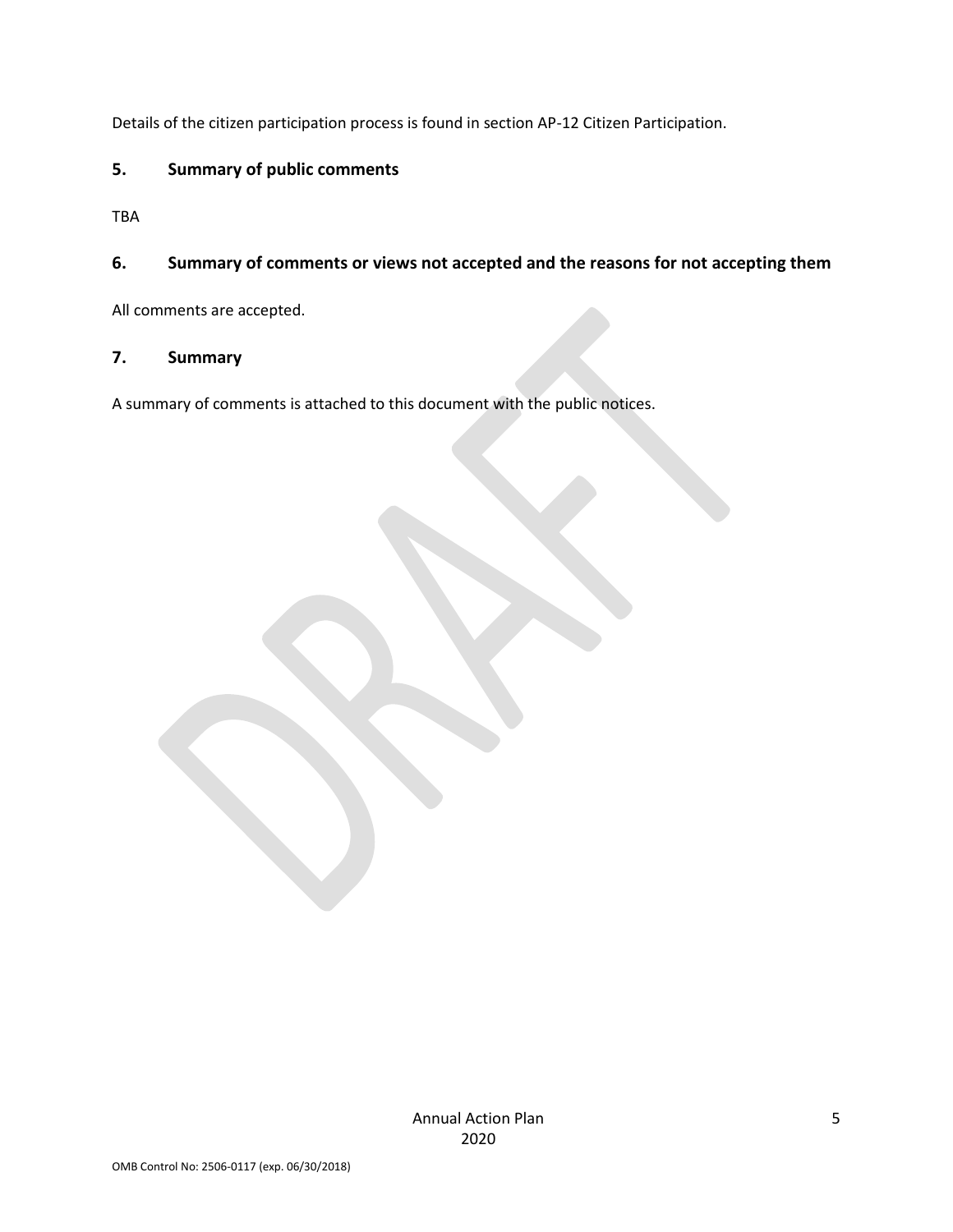Details of the citizen participation process is found in section AP-12 Citizen Participation.

## 5. Summary of public comments

TBA

## 6. Summary of comments or views not accepted and the reasons for not accepting them

All comments are accepted.

## 7. Summary

A summary of comments is attached to this document with the public notices.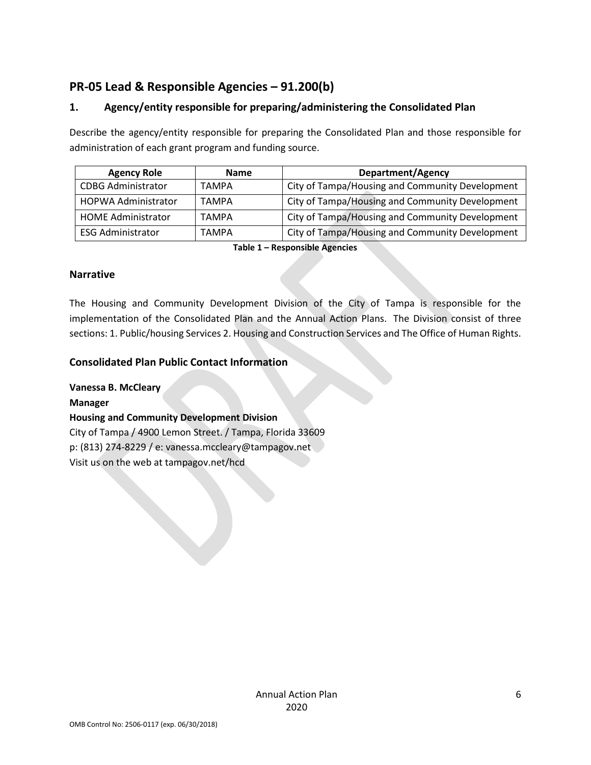## PR-05 Lead & Responsible Agencies – 91.200(b)

### 1. Agency/entity responsible for preparing/administering the Consolidated Plan

Describe the agency/entity responsible for preparing the Consolidated Plan and those responsible for administration of each grant program and funding source.

| Agency Role | Name | Department/Agency |
|---|---|---|
| CDBG Administrator | TAMPA | City of Tampa/Housing and Community Development |
| HOPWA Administrator | TAMPA | City of Tampa/Housing and Community Development |
| HOME Administrator | TAMPA | City of Tampa/Housing and Community Development |
| ESG Administrator | TAMPA | City of Tampa/Housing and Community Development |

**Table 1 – Responsible Agencies**

### Narrative

The Housing and Community Development Division of the City of Tampa is responsible for the implementation of the Consolidated Plan and the Annual Action Plans. The Division consist of three sections: 1. Public/housing Services 2. Housing and Construction Services and The Office of Human Rights.

### Consolidated Plan Public Contact Information

**Vanessa B. McCleary**
**Manager**
**Housing and Community Development Division**
City of Tampa / 4900 Lemon Street. / Tampa, Florida 33609
p: (813) 274-8229 / e: vanessa.mccleary@tampagov.net
Visit us on the web at tampagov.net/hcd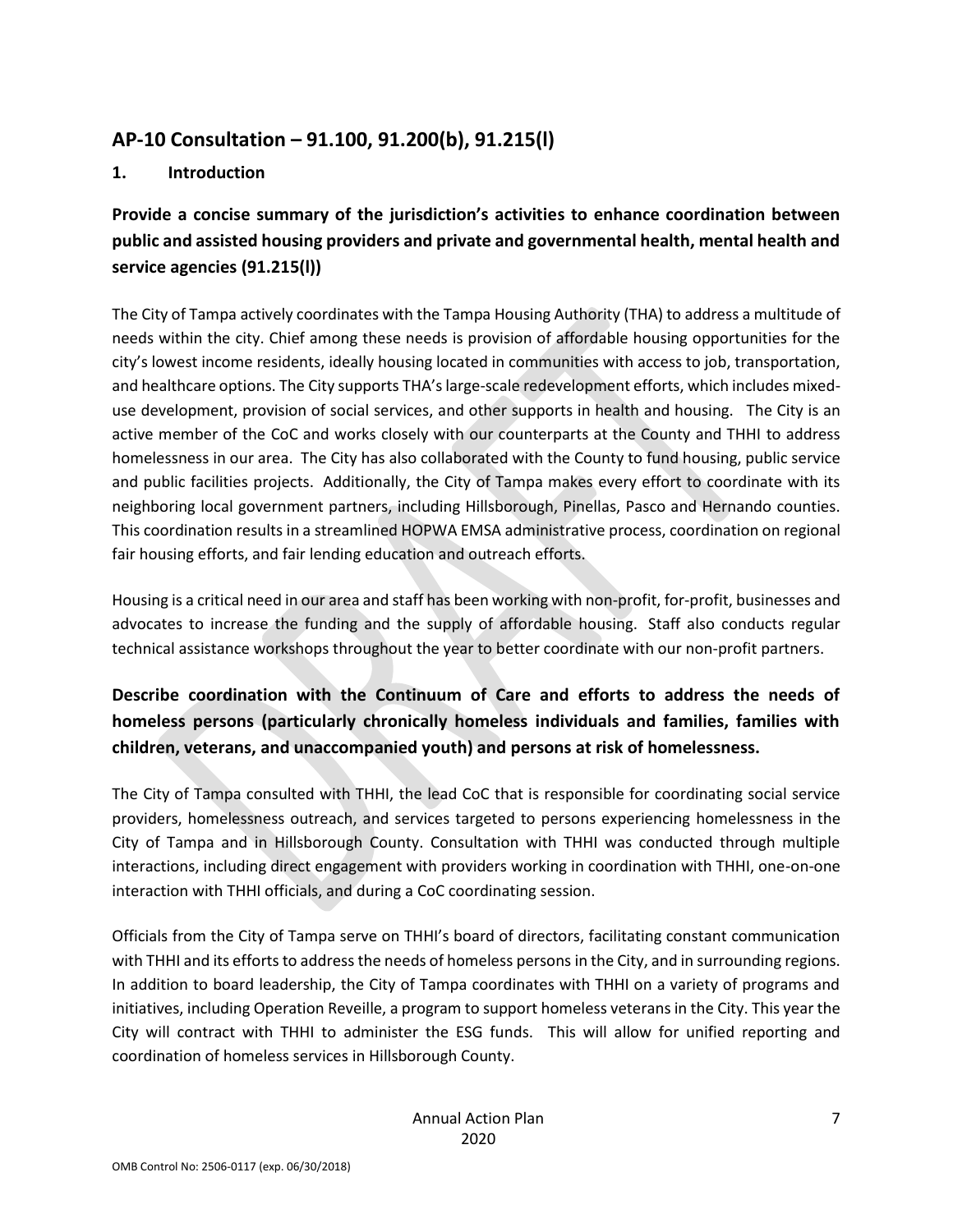## AP-10 Consultation – 91.100, 91.200(b), 91.215(l)

### 1. Introduction

### Provide a concise summary of the jurisdiction's activities to enhance coordination between public and assisted housing providers and private and governmental health, mental health and service agencies (91.215(l))

The City of Tampa actively coordinates with the Tampa Housing Authority (THA) to address a multitude of needs within the city. Chief among these needs is provision of affordable housing opportunities for the city's lowest income residents, ideally housing located in communities with access to job, transportation, and healthcare options. The City supports THA's large-scale redevelopment efforts, which includes mixed-use development, provision of social services, and other supports in health and housing. The City is an active member of the CoC and works closely with our counterparts at the County and THHI to address homelessness in our area. The City has also collaborated with the County to fund housing, public service and public facilities projects. Additionally, the City of Tampa makes every effort to coordinate with its neighboring local government partners, including Hillsborough, Pinellas, Pasco and Hernando counties. This coordination results in a streamlined HOPWA EMSA administrative process, coordination on regional fair housing efforts, and fair lending education and outreach efforts.

Housing is a critical need in our area and staff has been working with non-profit, for-profit, businesses and advocates to increase the funding and the supply of affordable housing. Staff also conducts regular technical assistance workshops throughout the year to better coordinate with our non-profit partners.

### Describe coordination with the Continuum of Care and efforts to address the needs of homeless persons (particularly chronically homeless individuals and families, families with children, veterans, and unaccompanied youth) and persons at risk of homelessness.

The City of Tampa consulted with THHI, the lead CoC that is responsible for coordinating social service providers, homelessness outreach, and services targeted to persons experiencing homelessness in the City of Tampa and in Hillsborough County. Consultation with THHI was conducted through multiple interactions, including direct engagement with providers working in coordination with THHI, one-on-one interaction with THHI officials, and during a CoC coordinating session.

Officials from the City of Tampa serve on THHI's board of directors, facilitating constant communication with THHI and its efforts to address the needs of homeless persons in the City, and in surrounding regions. In addition to board leadership, the City of Tampa coordinates with THHI on a variety of programs and initiatives, including Operation Reveille, a program to support homeless veterans in the City. This year the City will contract with THHI to administer the ESG funds. This will allow for unified reporting and coordination of homeless services in Hillsborough County.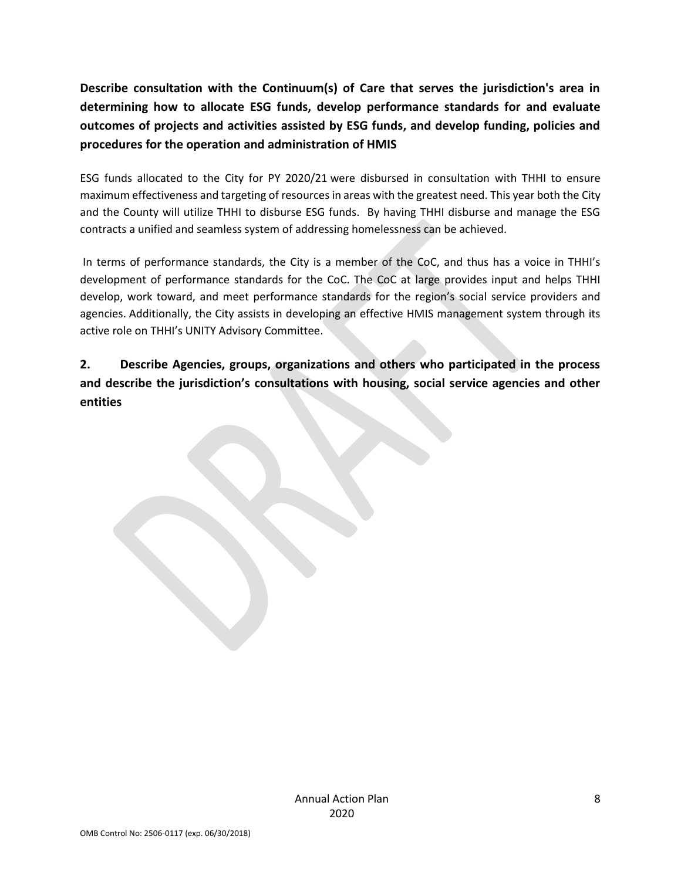**Describe consultation with the Continuum(s) of Care that serves the jurisdiction's area in determining how to allocate ESG funds, develop performance standards for and evaluate outcomes of projects and activities assisted by ESG funds, and develop funding, policies and procedures for the operation and administration of HMIS**

ESG funds allocated to the City for PY 2020/21 were disbursed in consultation with THHI to ensure maximum effectiveness and targeting of resources in areas with the greatest need. This year both the City and the County will utilize THHI to disburse ESG funds. By having THHI disburse and manage the ESG contracts a unified and seamless system of addressing homelessness can be achieved.

In terms of performance standards, the City is a member of the CoC, and thus has a voice in THHI's development of performance standards for the CoC. The CoC at large provides input and helps THHI develop, work toward, and meet performance standards for the region's social service providers and agencies. Additionally, the City assists in developing an effective HMIS management system through its active role on THHI's UNITY Advisory Committee.

**2. Describe Agencies, groups, organizations and others who participated in the process and describe the jurisdiction's consultations with housing, social service agencies and other entities**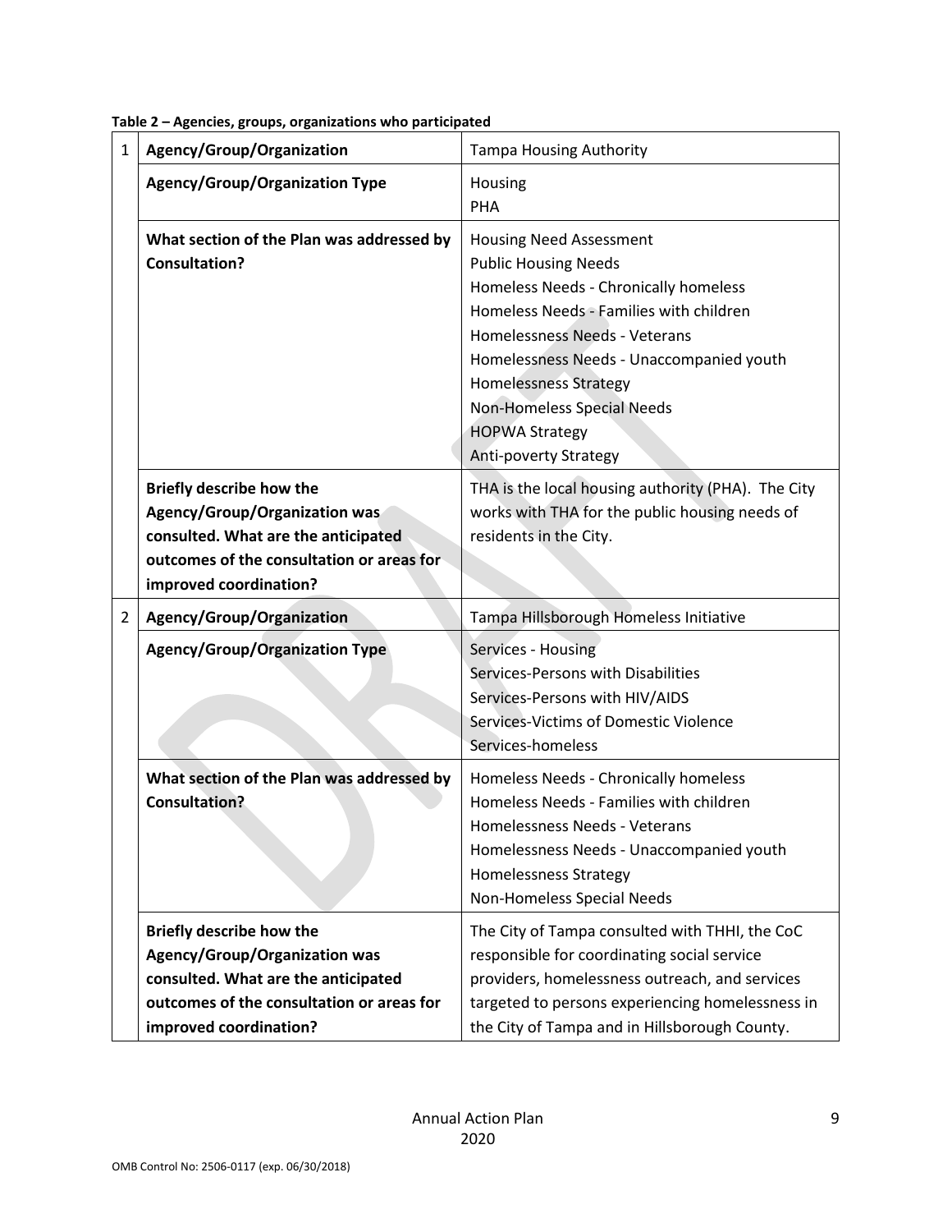**Table 2 – Agencies, groups, organizations who participated**

| | | |
|---|---|---|
| 1 | **Agency/Group/Organization** | Tampa Housing Authority |
| | **Agency/Group/Organization Type** | Housing<br>PHA |
| | **What section of the Plan was addressed by Consultation?** | Housing Need Assessment<br>Public Housing Needs<br>Homeless Needs - Chronically homeless<br>Homeless Needs - Families with children<br>Homelessness Needs - Veterans<br>Homelessness Needs - Unaccompanied youth<br>Homelessness Strategy<br>Non-Homeless Special Needs<br>HOPWA Strategy<br>Anti-poverty Strategy |
| | **Briefly describe how the Agency/Group/Organization was consulted. What are the anticipated outcomes of the consultation or areas for improved coordination?** | THA is the local housing authority (PHA). The City works with THA for the public housing needs of residents in the City. |
| 2 | **Agency/Group/Organization** | Tampa Hillsborough Homeless Initiative |
| | **Agency/Group/Organization Type** | Services - Housing<br>Services-Persons with Disabilities<br>Services-Persons with HIV/AIDS<br>Services-Victims of Domestic Violence<br>Services-homeless |
| | **What section of the Plan was addressed by Consultation?** | Homeless Needs - Chronically homeless<br>Homeless Needs - Families with children<br>Homelessness Needs - Veterans<br>Homelessness Needs - Unaccompanied youth<br>Homelessness Strategy<br>Non-Homeless Special Needs |
| | **Briefly describe how the Agency/Group/Organization was consulted. What are the anticipated outcomes of the consultation or areas for improved coordination?** | The City of Tampa consulted with THHI, the CoC responsible for coordinating social service providers, homelessness outreach, and services targeted to persons experiencing homelessness in the City of Tampa and in Hillsborough County. |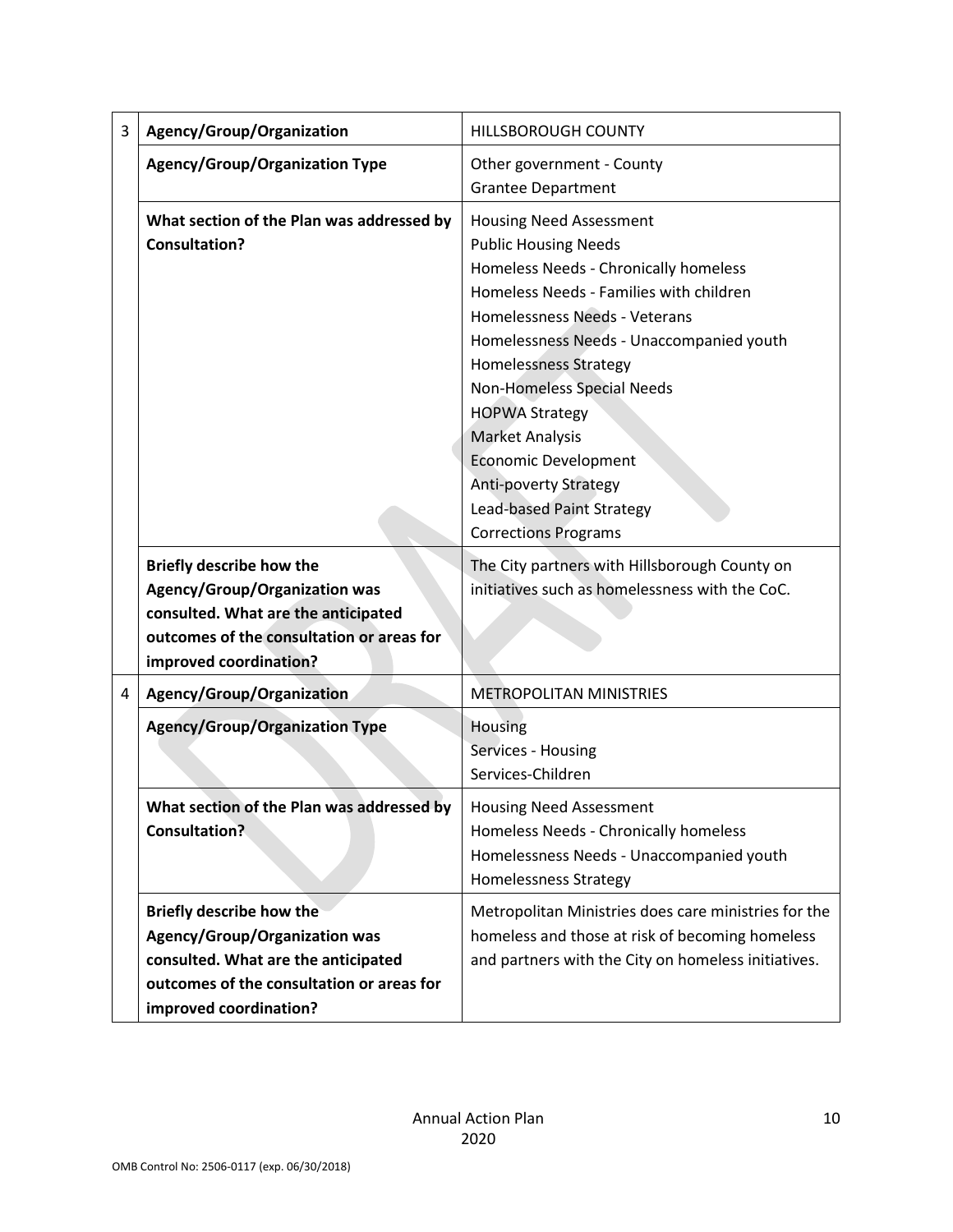| | | |
|---|---|---|
| 3 | **Agency/Group/Organization** | HILLSBOROUGH COUNTY |
| | **Agency/Group/Organization Type** | Other government - County<br>Grantee Department |
| | **What section of the Plan was addressed by Consultation?** | Housing Need Assessment<br>Public Housing Needs<br>Homeless Needs - Chronically homeless<br>Homeless Needs - Families with children<br>Homelessness Needs - Veterans<br>Homelessness Needs - Unaccompanied youth<br>Homelessness Strategy<br>Non-Homeless Special Needs<br>HOPWA Strategy<br>Market Analysis<br>Economic Development<br>Anti-poverty Strategy<br>Lead-based Paint Strategy<br>Corrections Programs |
| | **Briefly describe how the Agency/Group/Organization was consulted. What are the anticipated outcomes of the consultation or areas for improved coordination?** | The City partners with Hillsborough County on initiatives such as homelessness with the CoC. |
| 4 | **Agency/Group/Organization** | METROPOLITAN MINISTRIES |
| | **Agency/Group/Organization Type** | Housing<br>Services - Housing<br>Services-Children |
| | **What section of the Plan was addressed by Consultation?** | Housing Need Assessment<br>Homeless Needs - Chronically homeless<br>Homelessness Needs - Unaccompanied youth<br>Homelessness Strategy |
| | **Briefly describe how the Agency/Group/Organization was consulted. What are the anticipated outcomes of the consultation or areas for improved coordination?** | Metropolitan Ministries does care ministries for the homeless and those at risk of becoming homeless and partners with the City on homeless initiatives. |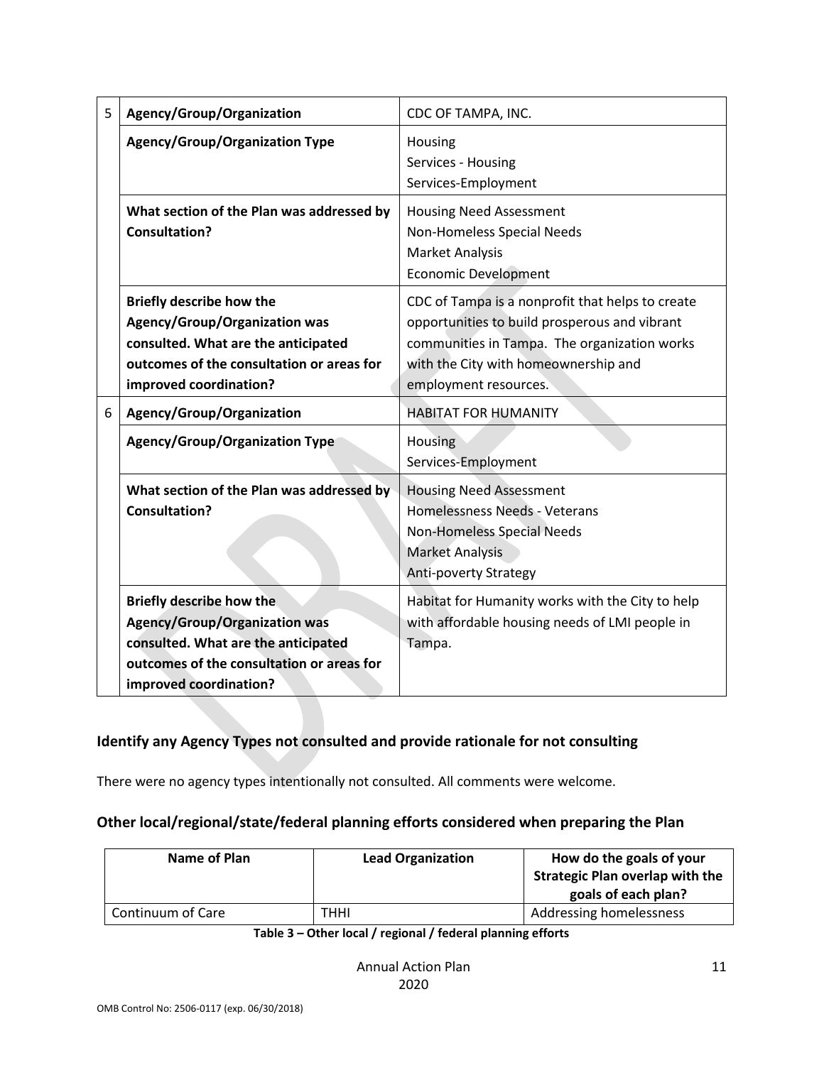| | | |
|---|---|---|
| 5 | **Agency/Group/Organization** | CDC OF TAMPA, INC. |
| | **Agency/Group/Organization Type** | Housing<br>Services - Housing<br>Services-Employment |
| | **What section of the Plan was addressed by Consultation?** | Housing Need Assessment<br>Non-Homeless Special Needs<br>Market Analysis<br>Economic Development |
| | **Briefly describe how the Agency/Group/Organization was consulted. What are the anticipated outcomes of the consultation or areas for improved coordination?** | CDC of Tampa is a nonprofit that helps to create opportunities to build prosperous and vibrant communities in Tampa. The organization works with the City with homeownership and employment resources. |
| 6 | **Agency/Group/Organization** | HABITAT FOR HUMANITY |
| | **Agency/Group/Organization Type** | Housing<br>Services-Employment |
| | **What section of the Plan was addressed by Consultation?** | Housing Need Assessment<br>Homelessness Needs - Veterans<br>Non-Homeless Special Needs<br>Market Analysis<br>Anti-poverty Strategy |
| | **Briefly describe how the Agency/Group/Organization was consulted. What are the anticipated outcomes of the consultation or areas for improved coordination?** | Habitat for Humanity works with the City to help with affordable housing needs of LMI people in Tampa. |

### Identify any Agency Types not consulted and provide rationale for not consulting

There were no agency types intentionally not consulted. All comments were welcome.

### Other local/regional/state/federal planning efforts considered when preparing the Plan

| Name of Plan | Lead Organization | How do the goals of your Strategic Plan overlap with the goals of each plan? |
|---|---|---|
| Continuum of Care | THHI | Addressing homelessness |

**Table 3 – Other local / regional / federal planning efforts**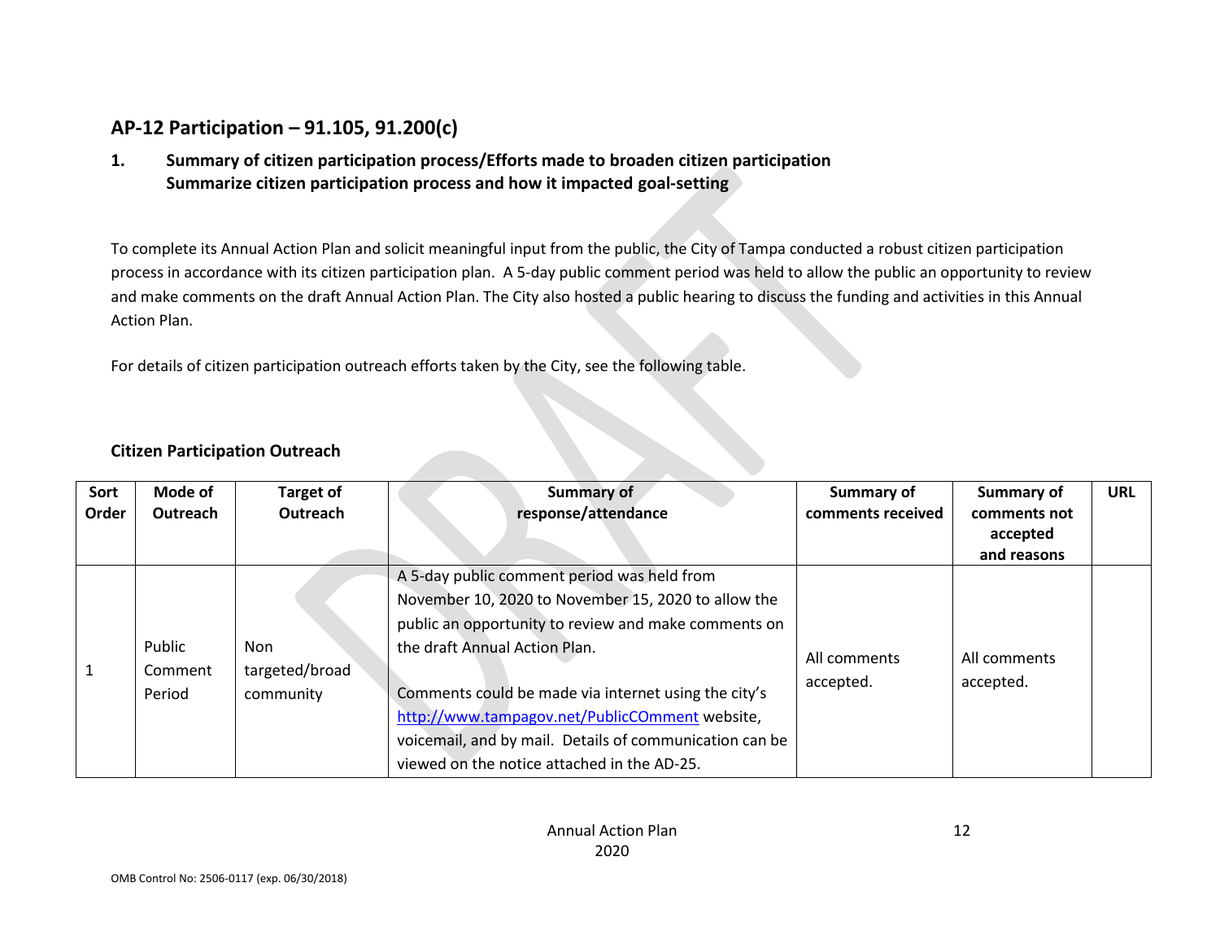## AP-12 Participation – 91.105, 91.200(c)

### 1. Summary of citizen participation process/Efforts made to broaden citizen participation Summarize citizen participation process and how it impacted goal-setting

To complete its Annual Action Plan and solicit meaningful input from the public, the City of Tampa conducted a robust citizen participation process in accordance with its citizen participation plan. A 5-day public comment period was held to allow the public an opportunity to review and make comments on the draft Annual Action Plan. The City also hosted a public hearing to discuss the funding and activities in this Annual Action Plan.

For details of citizen participation outreach efforts taken by the City, see the following table.

**Citizen Participation Outreach**

| Sort Order | Mode of Outreach | Target of Outreach | Summary of response/attendance | Summary of comments received | Summary of comments not accepted and reasons | URL |
|---|---|---|---|---|---|---|
| 1 | Public Comment Period | Non targeted/broad community | A 5-day public comment period was held from November 10, 2020 to November 15, 2020 to allow the public an opportunity to review and make comments on the draft Annual Action Plan.<br><br>Comments could be made via internet using the city's http://www.tampagov.net/PublicCOmment website, voicemail, and by mail. Details of communication can be viewed on the notice attached in the AD-25. | All comments accepted. | All comments accepted. | |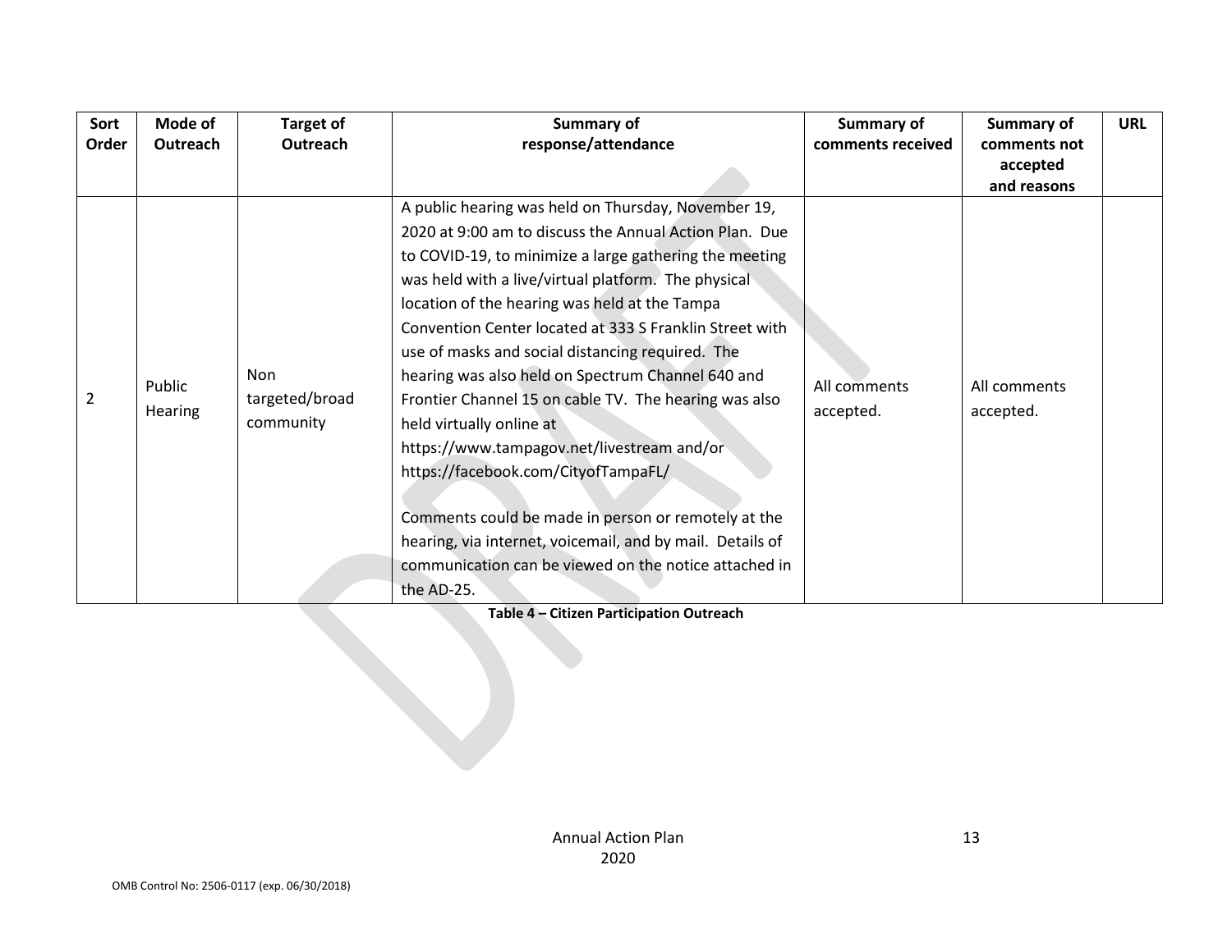| Sort Order | Mode of Outreach | Target of Outreach | Summary of response/attendance | Summary of comments received | Summary of comments not accepted and reasons | URL |
|---|---|---|---|---|---|---|
| 2 | Public Hearing | Non targeted/broad community | A public hearing was held on Thursday, November 19, 2020 at 9:00 am to discuss the Annual Action Plan. Due to COVID-19, to minimize a large gathering the meeting was held with a live/virtual platform. The physical location of the hearing was held at the Tampa Convention Center located at 333 S Franklin Street with use of masks and social distancing required. The hearing was also held on Spectrum Channel 640 and Frontier Channel 15 on cable TV. The hearing was also held virtually online at https://www.tampagov.net/livestream and/or https://facebook.com/CityofTampaFL/<br><br>Comments could be made in person or remotely at the hearing, via internet, voicemail, and by mail. Details of communication can be viewed on the notice attached in the AD-25. | All comments accepted. | All comments accepted. | |

**Table 4 – Citizen Participation Outreach**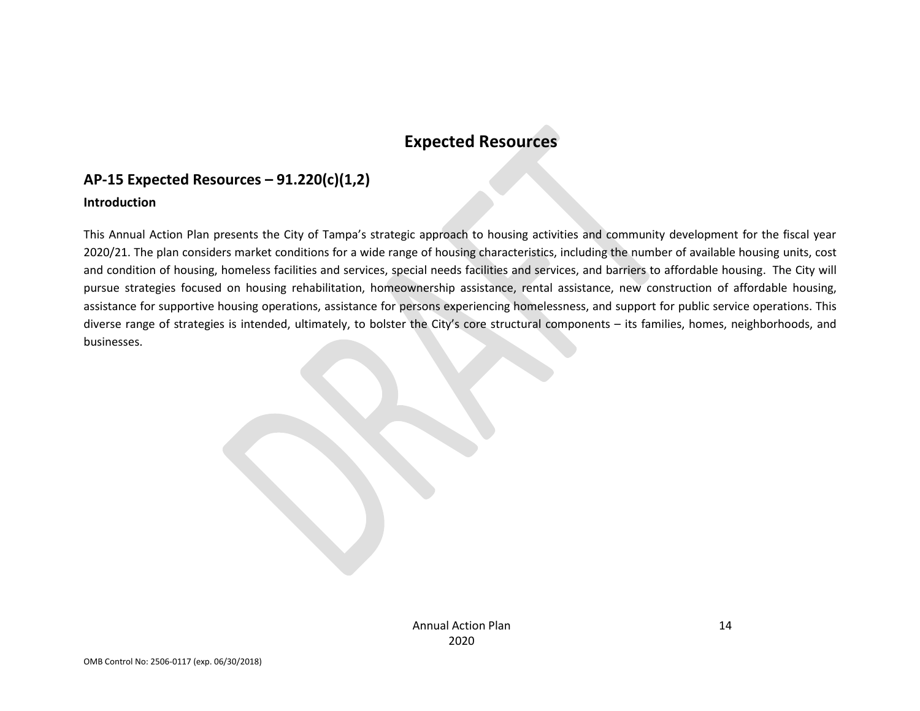# Expected Resources

## AP-15 Expected Resources – 91.220(c)(1,2)

### Introduction

This Annual Action Plan presents the City of Tampa's strategic approach to housing activities and community development for the fiscal year 2020/21. The plan considers market conditions for a wide range of housing characteristics, including the number of available housing units, cost and condition of housing, homeless facilities and services, special needs facilities and services, and barriers to affordable housing. The City will pursue strategies focused on housing rehabilitation, homeownership assistance, rental assistance, new construction of affordable housing, assistance for supportive housing operations, assistance for persons experiencing homelessness, and support for public service operations. This diverse range of strategies is intended, ultimately, to bolster the City's core structural components – its families, homes, neighborhoods, and businesses.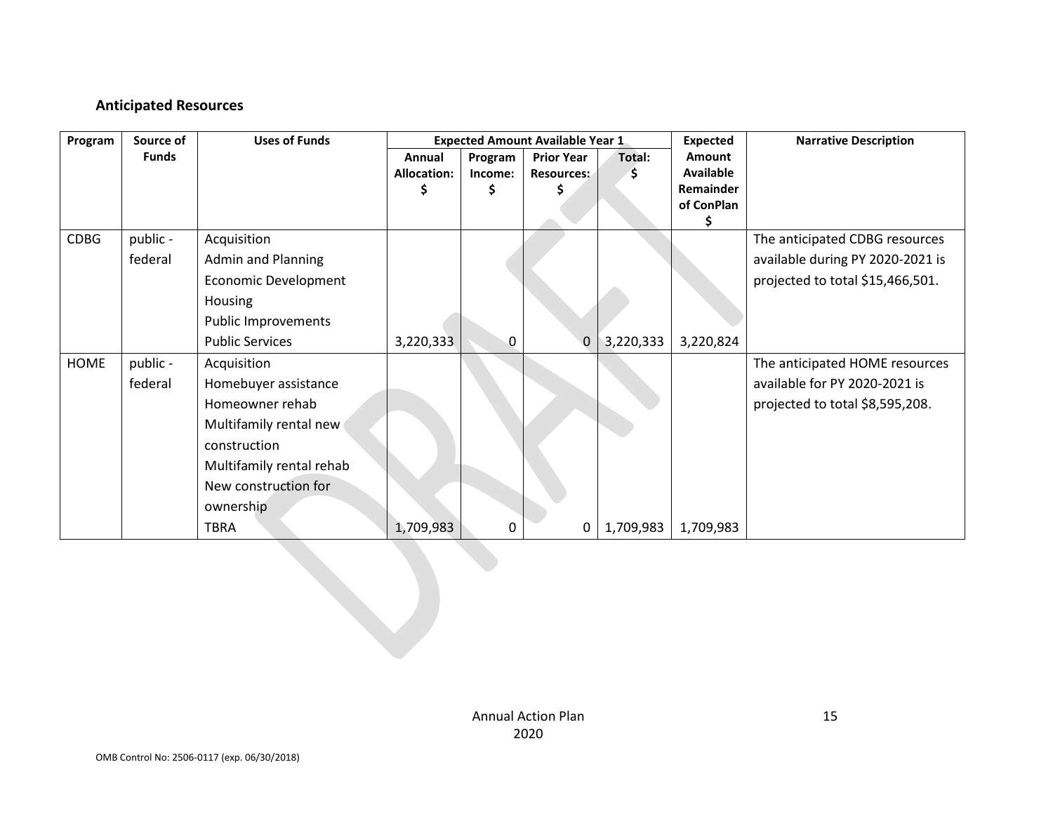## Anticipated Resources

| Program | Source of Funds | Uses of Funds | Expected Amount Available Year 1 | | | | Expected Amount Available Remainder of ConPlan $ | Narrative Description |
|---|---|---|---|---|---|---|---|---|
| | | | Annual Allocation: $ | Program Income: $ | Prior Year Resources: $ | Total: $ | | |
| CDBG | public - federal | Acquisition<br>Admin and Planning<br>Economic Development<br>Housing<br>Public Improvements<br>Public Services | 3,220,333 | 0 | 0 | 3,220,333 | 3,220,824 | The anticipated CDBG resources available during PY 2020-2021 is projected to total $15,466,501. |
| HOME | public - federal | Acquisition<br>Homebuyer assistance<br>Homeowner rehab<br>Multifamily rental new construction<br>Multifamily rental rehab<br>New construction for ownership<br>TBRA | 1,709,983 | 0 | 0 | 1,709,983 | 1,709,983 | The anticipated HOME resources available for PY 2020-2021 is projected to total $8,595,208. |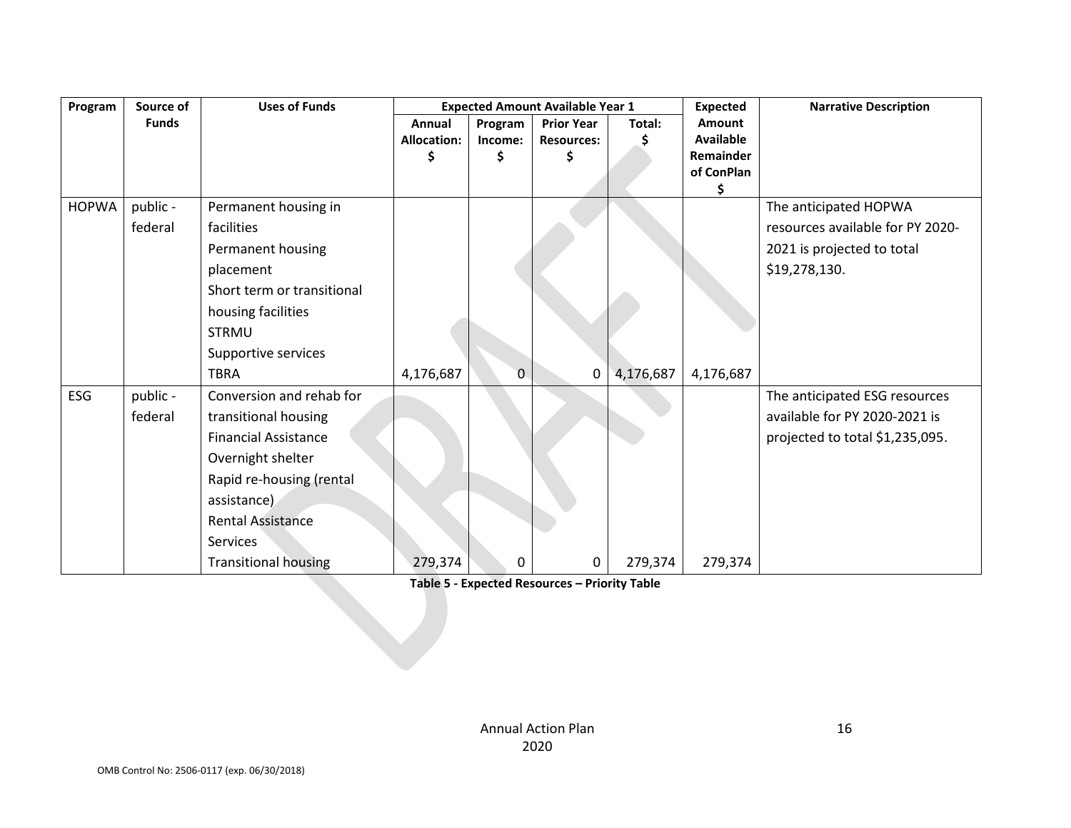| Program | Source of Funds | Uses of Funds | Expected Amount Available Year 1 | | | | Expected Amount Available Remainder of ConPlan $ | Narrative Description |
|---|---|---|---|---|---|---|---|---|
| | | | Annual Allocation: $ | Program Income: $ | Prior Year Resources: $ | Total: $ | | |
| HOPWA | public - federal | Permanent housing in facilities<br>Permanent housing placement<br>Short term or transitional housing facilities<br>STRMU<br>Supportive services<br>TBRA | 4,176,687 | 0 | 0 | 4,176,687 | 4,176,687 | The anticipated HOPWA resources available for PY 2020-2021 is projected to total $19,278,130. |
| ESG | public - federal | Conversion and rehab for transitional housing<br>Financial Assistance<br>Overnight shelter<br>Rapid re-housing (rental assistance)<br>Rental Assistance<br>Services<br>Transitional housing | 279,374 | 0 | 0 | 279,374 | 279,374 | The anticipated ESG resources available for PY 2020-2021 is projected to total $1,235,095. |

**Table 5 - Expected Resources – Priority Table**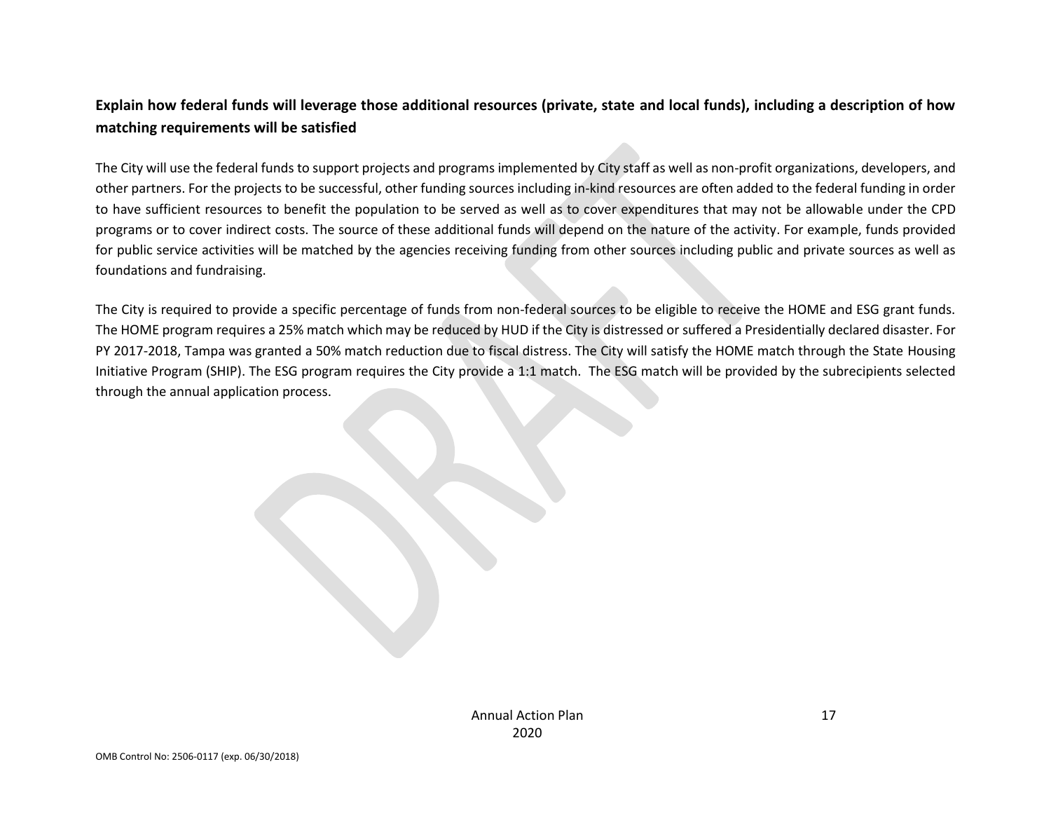**Explain how federal funds will leverage those additional resources (private, state and local funds), including a description of how matching requirements will be satisfied**

The City will use the federal funds to support projects and programs implemented by City staff as well as non-profit organizations, developers, and other partners. For the projects to be successful, other funding sources including in-kind resources are often added to the federal funding in order to have sufficient resources to benefit the population to be served as well as to cover expenditures that may not be allowable under the CPD programs or to cover indirect costs. The source of these additional funds will depend on the nature of the activity. For example, funds provided for public service activities will be matched by the agencies receiving funding from other sources including public and private sources as well as foundations and fundraising.

The City is required to provide a specific percentage of funds from non-federal sources to be eligible to receive the HOME and ESG grant funds. The HOME program requires a 25% match which may be reduced by HUD if the City is distressed or suffered a Presidentially declared disaster. For PY 2017-2018, Tampa was granted a 50% match reduction due to fiscal distress. The City will satisfy the HOME match through the State Housing Initiative Program (SHIP). The ESG program requires the City provide a 1:1 match. The ESG match will be provided by the subrecipients selected through the annual application process.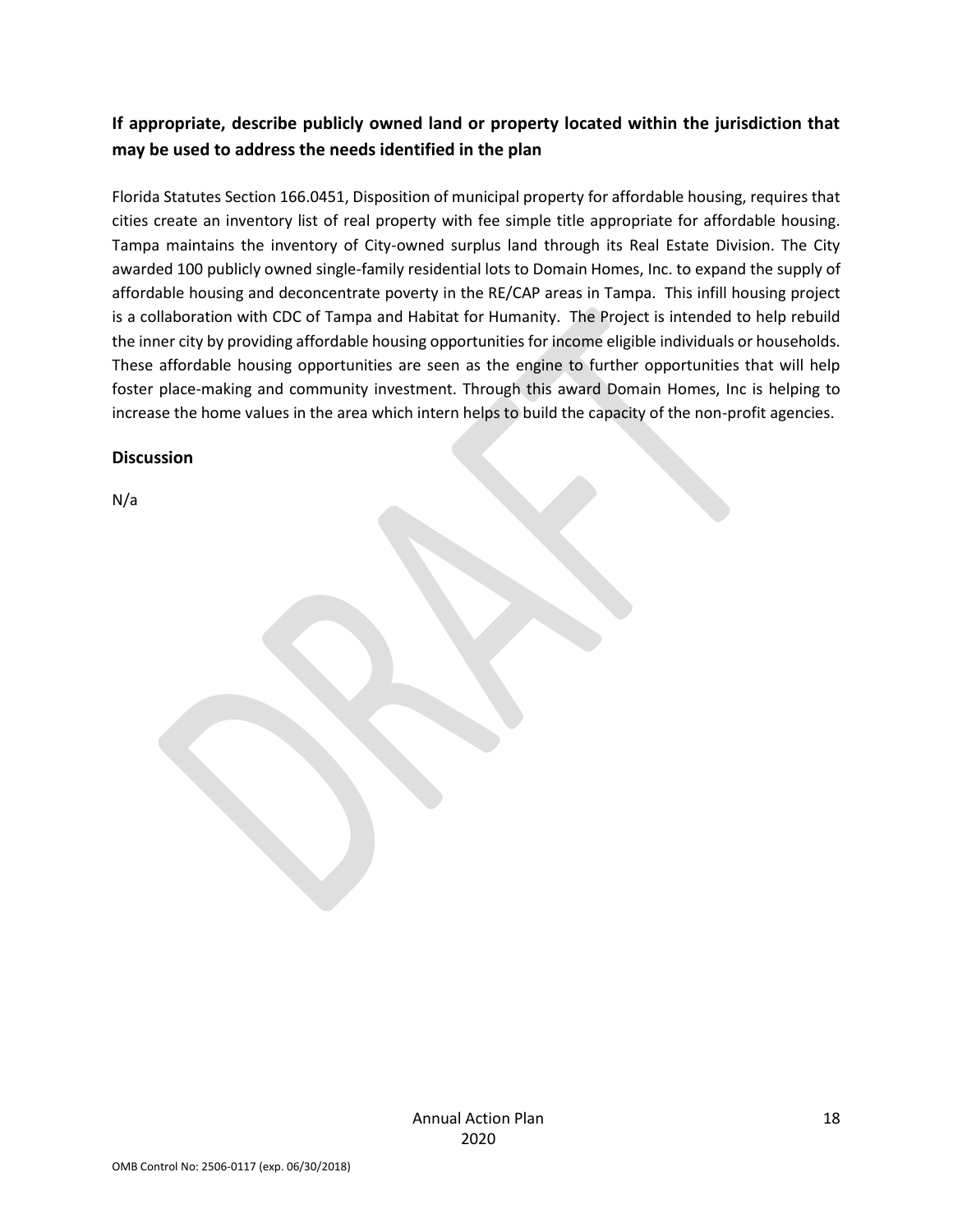## If appropriate, describe publicly owned land or property located within the jurisdiction that may be used to address the needs identified in the plan

Florida Statutes Section 166.0451, Disposition of municipal property for affordable housing, requires that cities create an inventory list of real property with fee simple title appropriate for affordable housing. Tampa maintains the inventory of City-owned surplus land through its Real Estate Division. The City awarded 100 publicly owned single-family residential lots to Domain Homes, Inc. to expand the supply of affordable housing and deconcentrate poverty in the RE/CAP areas in Tampa. This infill housing project is a collaboration with CDC of Tampa and Habitat for Humanity. The Project is intended to help rebuild the inner city by providing affordable housing opportunities for income eligible individuals or households. These affordable housing opportunities are seen as the engine to further opportunities that will help foster place-making and community investment. Through this award Domain Homes, Inc is helping to increase the home values in the area which intern helps to build the capacity of the non-profit agencies.

## Discussion

N/a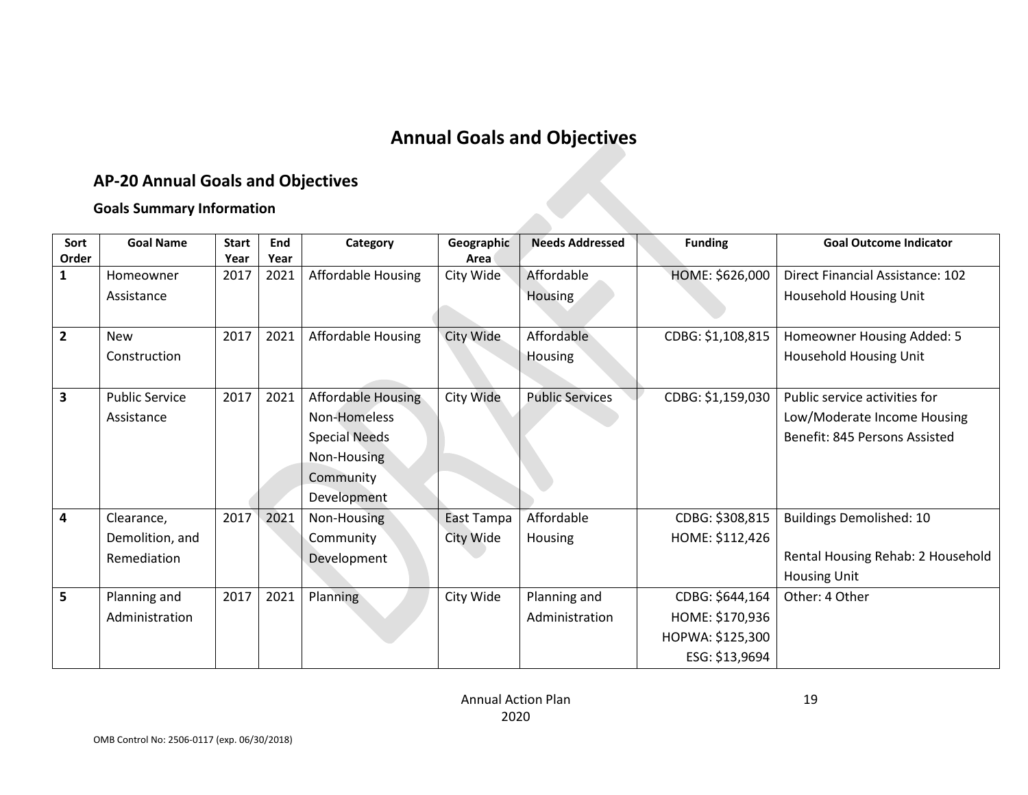# Annual Goals and Objectives

## AP-20 Annual Goals and Objectives

### Goals Summary Information

| Sort Order | Goal Name | Start Year | End Year | Category | Geographic Area | Needs Addressed | Funding | Goal Outcome Indicator |
|---|---|---|---|---|---|---|---|---|
| 1 | Homeowner Assistance | 2017 | 2021 | Affordable Housing | City Wide | Affordable Housing | HOME: $626,000 | Direct Financial Assistance: 102 Household Housing Unit |
| 2 | New Construction | 2017 | 2021 | Affordable Housing | City Wide | Affordable Housing | CDBG: $1,108,815 | Homeowner Housing Added: 5 Household Housing Unit |
| 3 | Public Service Assistance | 2017 | 2021 | Affordable Housing<br>Non-Homeless Special Needs<br>Non-Housing Community Development | City Wide | Public Services | CDBG: $1,159,030 | Public service activities for Low/Moderate Income Housing Benefit: 845 Persons Assisted |
| 4 | Clearance, Demolition, and Remediation | 2017 | 2021 | Non-Housing Community Development | East Tampa<br>City Wide | Affordable Housing | CDBG: $308,815<br>HOME: $112,426 | Buildings Demolished: 10<br><br>Rental Housing Rehab: 2 Household Housing Unit |
| 5 | Planning and Administration | 2017 | 2021 | Planning | City Wide | Planning and Administration | CDBG: $644,164<br>HOME: $170,936<br>HOPWA: $125,300<br>ESG: $13,9694 | Other: 4 Other |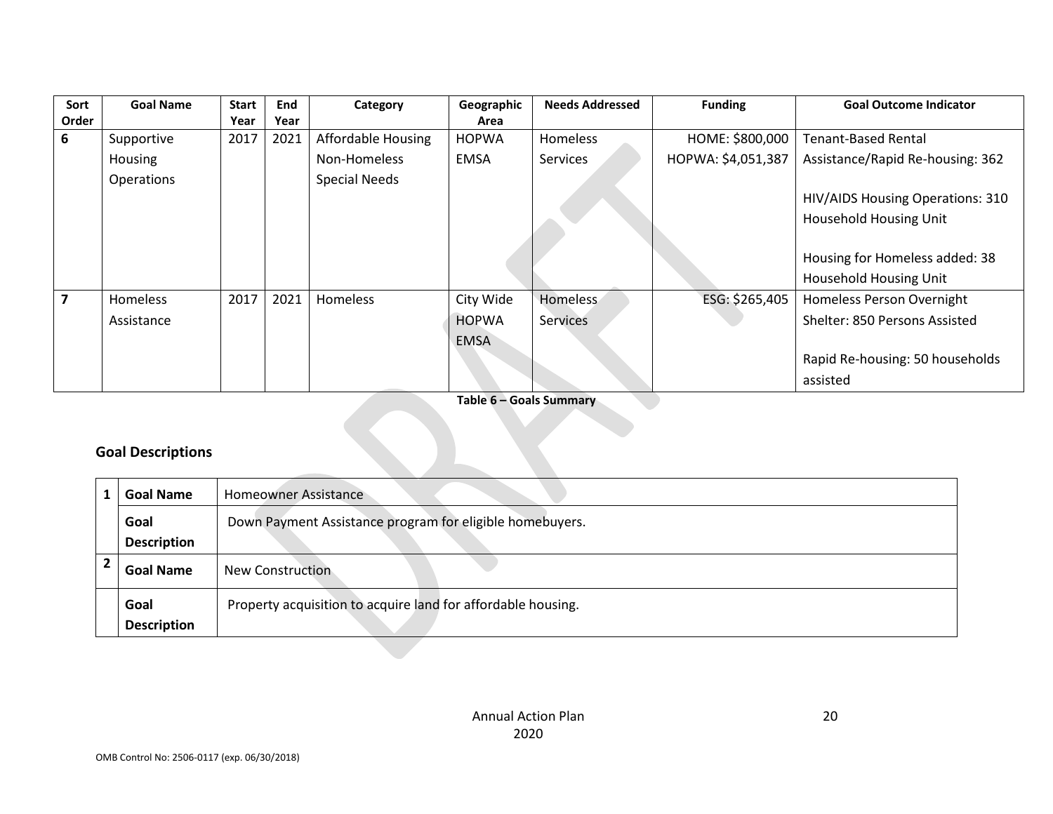| Sort Order | Goal Name | Start Year | End Year | Category | Geographic Area | Needs Addressed | Funding | Goal Outcome Indicator |
|---|---|---|---|---|---|---|---|---|
| 6 | Supportive Housing Operations | 2017 | 2021 | Affordable Housing<br>Non-Homeless<br>Special Needs | HOPWA EMSA | Homeless Services | HOME: $800,000<br>HOPWA: $4,051,387 | Tenant-Based Rental Assistance/Rapid Re-housing: 362<br><br>HIV/AIDS Housing Operations: 310 Household Housing Unit<br><br>Housing for Homeless added: 38 Household Housing Unit |
| 7 | Homeless Assistance | 2017 | 2021 | Homeless | City Wide<br>HOPWA EMSA | Homeless Services | ESG: $265,405 | Homeless Person Overnight Shelter: 850 Persons Assisted<br><br>Rapid Re-housing: 50 households assisted |

**Table 6 – Goals Summary**

## Goal Descriptions

| | | |
|---|---|---|
| 1 | **Goal Name** | Homeowner Assistance |
| | **Goal Description** | Down Payment Assistance program for eligible homebuyers. |
| 2 | **Goal Name** | New Construction |
| | **Goal Description** | Property acquisition to acquire land for affordable housing. |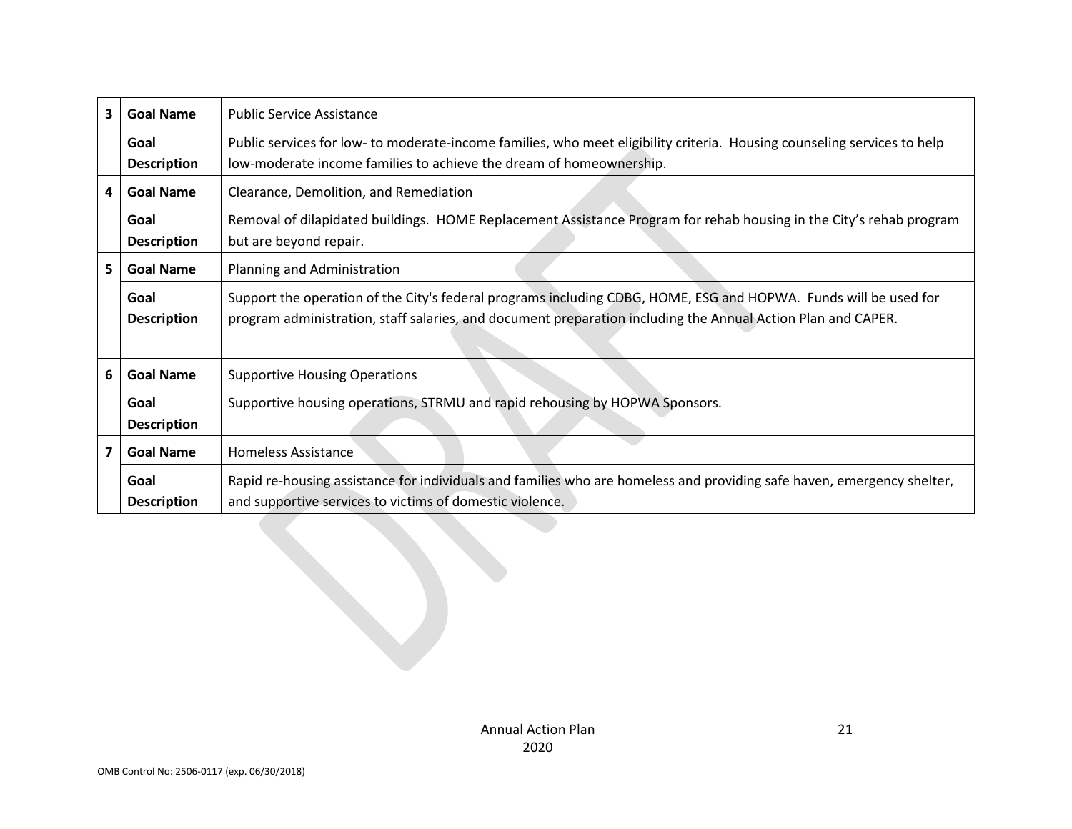| | | |
|---|---|---|
| 3 | **Goal Name** | Public Service Assistance |
| | **Goal Description** | Public services for low- to moderate-income families, who meet eligibility criteria. Housing counseling services to help low-moderate income families to achieve the dream of homeownership. |
| 4 | **Goal Name** | Clearance, Demolition, and Remediation |
| | **Goal Description** | Removal of dilapidated buildings. HOME Replacement Assistance Program for rehab housing in the City's rehab program but are beyond repair. |
| 5 | **Goal Name** | Planning and Administration |
| | **Goal Description** | Support the operation of the City's federal programs including CDBG, HOME, ESG and HOPWA. Funds will be used for program administration, staff salaries, and document preparation including the Annual Action Plan and CAPER. |
| 6 | **Goal Name** | Supportive Housing Operations |
| | **Goal Description** | Supportive housing operations, STRMU and rapid rehousing by HOPWA Sponsors. |
| 7 | **Goal Name** | Homeless Assistance |
| | **Goal Description** | Rapid re-housing assistance for individuals and families who are homeless and providing safe haven, emergency shelter, and supportive services to victims of domestic violence. |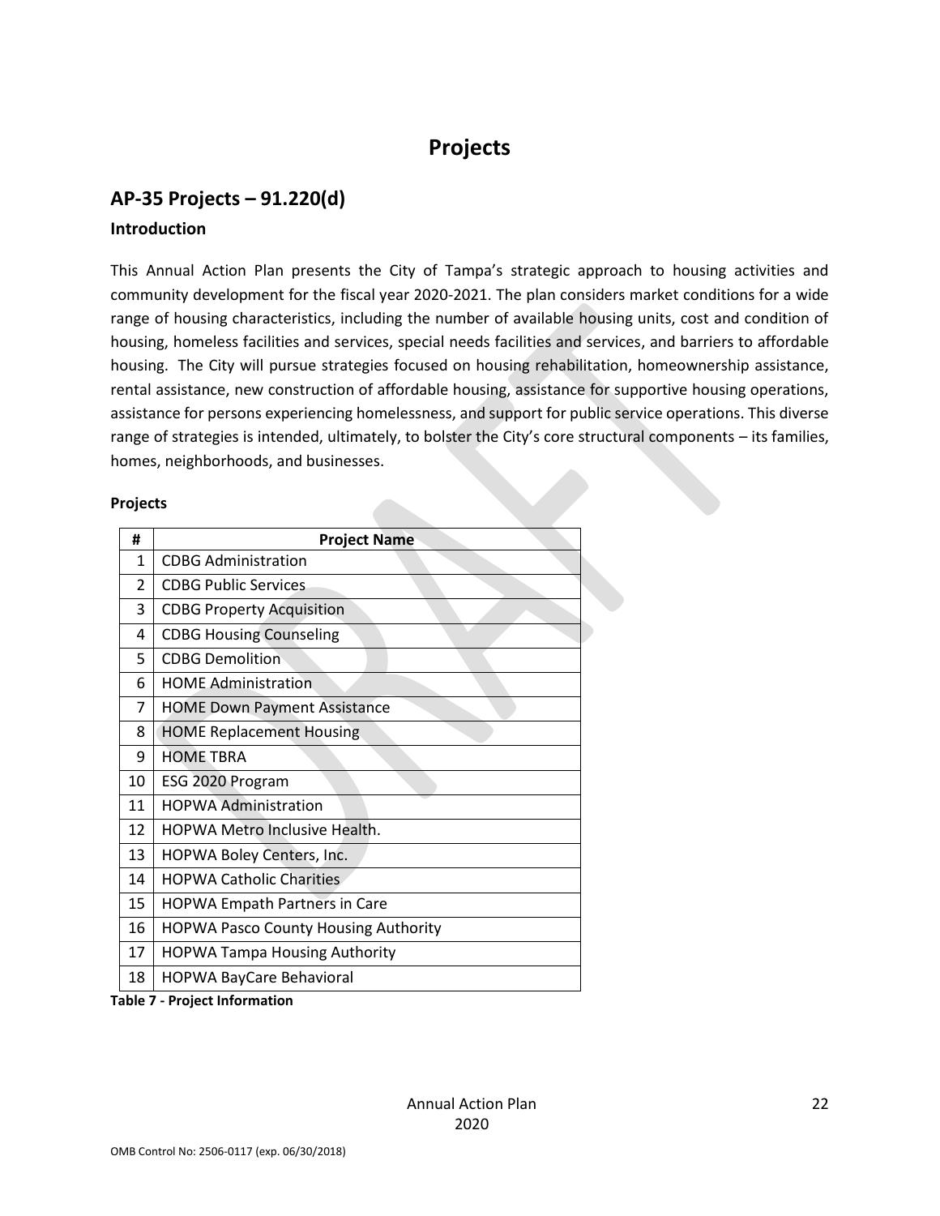# Projects

## AP-35 Projects – 91.220(d)

### Introduction

This Annual Action Plan presents the City of Tampa's strategic approach to housing activities and community development for the fiscal year 2020-2021. The plan considers market conditions for a wide range of housing characteristics, including the number of available housing units, cost and condition of housing, homeless facilities and services, special needs facilities and services, and barriers to affordable housing. The City will pursue strategies focused on housing rehabilitation, homeownership assistance, rental assistance, new construction of affordable housing, assistance for supportive housing operations, assistance for persons experiencing homelessness, and support for public service operations. This diverse range of strategies is intended, ultimately, to bolster the City's core structural components – its families, homes, neighborhoods, and businesses.

**Projects**

| # | Project Name |
|---|---|
| 1 | CDBG Administration |
| 2 | CDBG Public Services |
| 3 | CDBG Property Acquisition |
| 4 | CDBG Housing Counseling |
| 5 | CDBG Demolition |
| 6 | HOME Administration |
| 7 | HOME Down Payment Assistance |
| 8 | HOME Replacement Housing |
| 9 | HOME TBRA |
| 10 | ESG 2020 Program |
| 11 | HOPWA Administration |
| 12 | HOPWA Metro Inclusive Health. |
| 13 | HOPWA Boley Centers, Inc. |
| 14 | HOPWA Catholic Charities |
| 15 | HOPWA Empath Partners in Care |
| 16 | HOPWA Pasco County Housing Authority |
| 17 | HOPWA Tampa Housing Authority |
| 18 | HOPWA BayCare Behavioral |

**Table 7 - Project Information**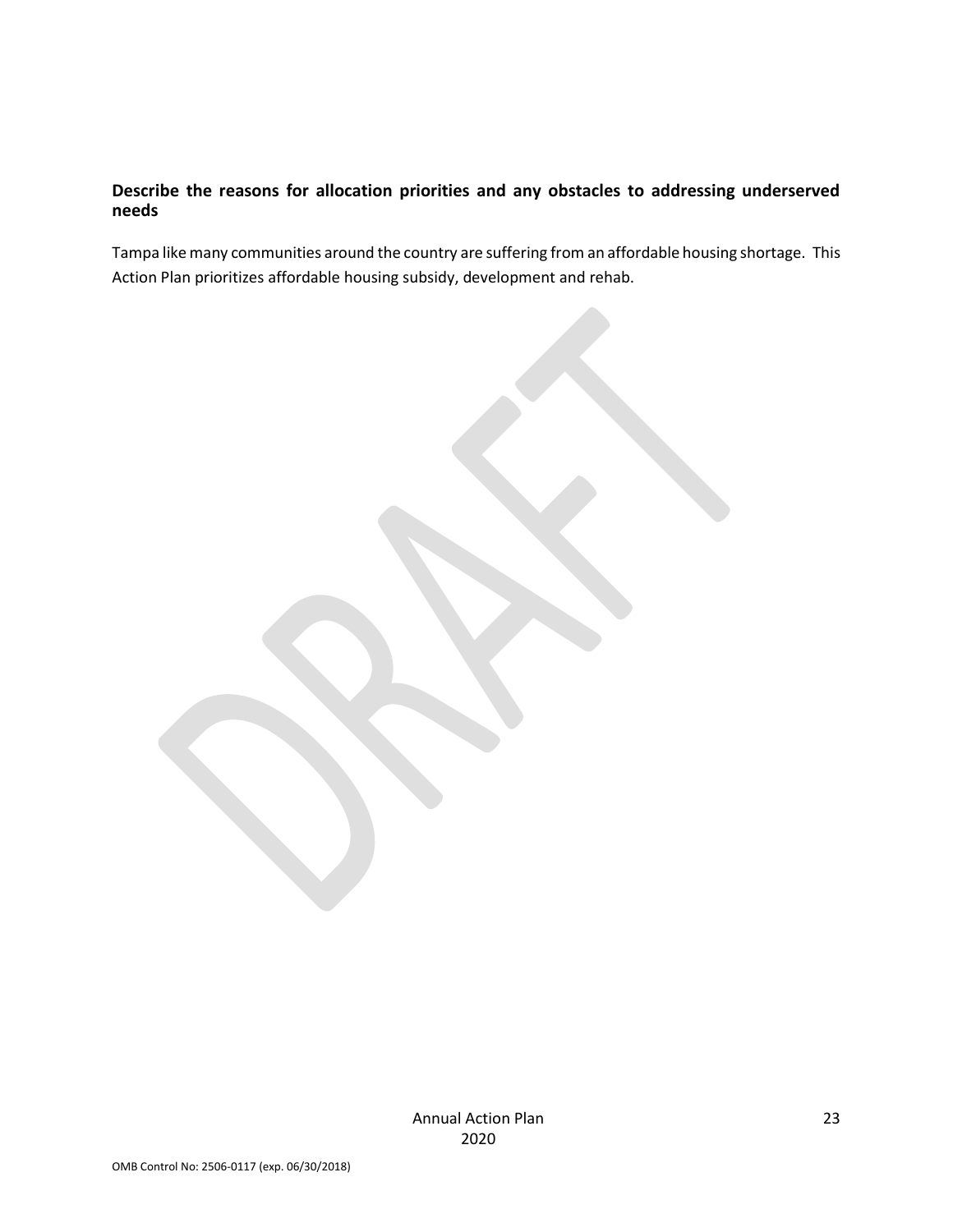**Describe the reasons for allocation priorities and any obstacles to addressing underserved needs**

Tampa like many communities around the country are suffering from an affordable housing shortage. This Action Plan prioritizes affordable housing subsidy, development and rehab.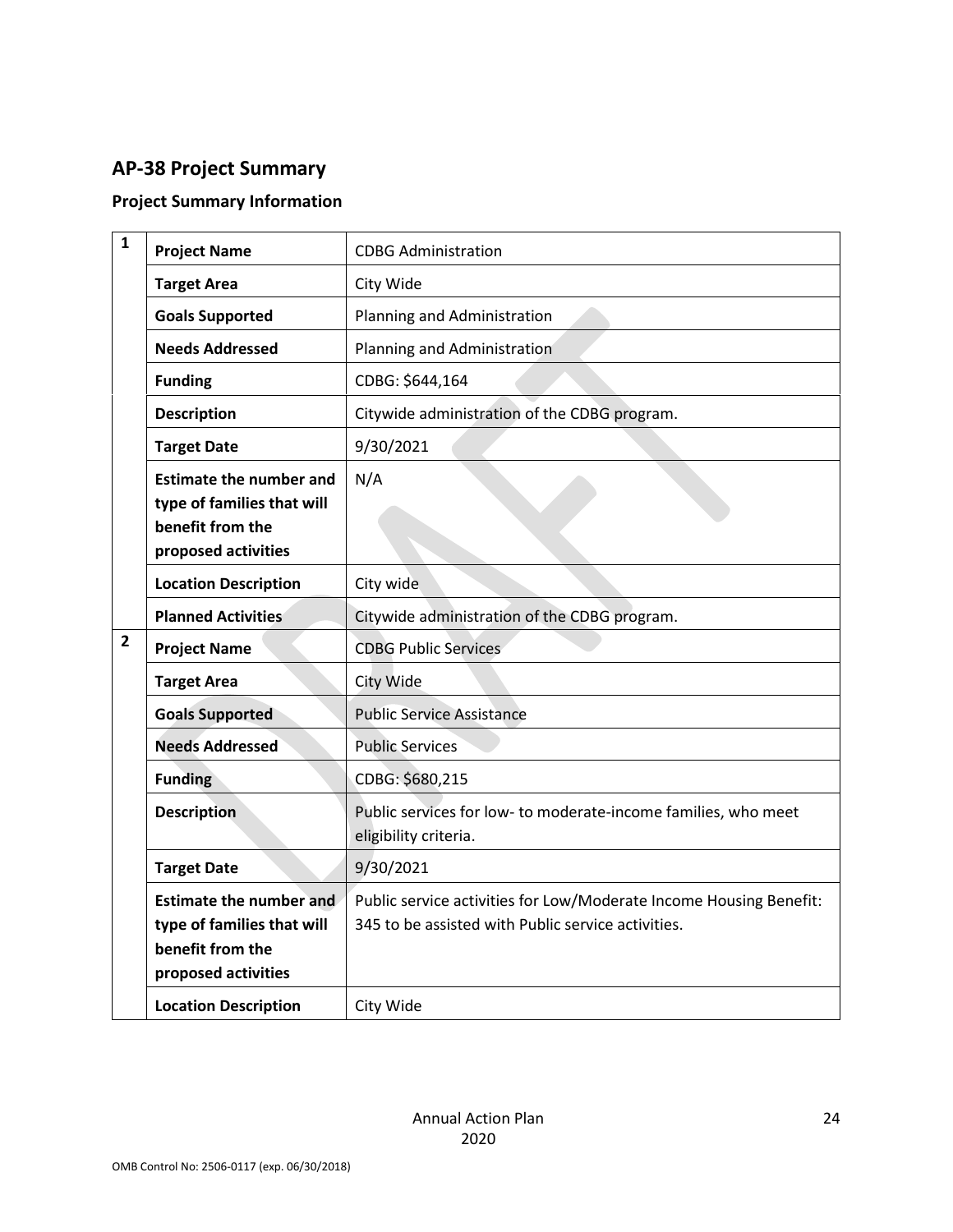## AP-38 Project Summary

### Project Summary Information

| | | |
|---|---|---|
| 1 | **Project Name** | CDBG Administration |
| | **Target Area** | City Wide |
| | **Goals Supported** | Planning and Administration |
| | **Needs Addressed** | Planning and Administration |
| | **Funding** | CDBG: $644,164 |
| | **Description** | Citywide administration of the CDBG program. |
| | **Target Date** | 9/30/2021 |
| | **Estimate the number and type of families that will benefit from the proposed activities** | N/A |
| | **Location Description** | City wide |
| | **Planned Activities** | Citywide administration of the CDBG program. |
| 2 | **Project Name** | CDBG Public Services |
| | **Target Area** | City Wide |
| | **Goals Supported** | Public Service Assistance |
| | **Needs Addressed** | Public Services |
| | **Funding** | CDBG: $680,215 |
| | **Description** | Public services for low- to moderate-income families, who meet eligibility criteria. |
| | **Target Date** | 9/30/2021 |
| | **Estimate the number and type of families that will benefit from the proposed activities** | Public service activities for Low/Moderate Income Housing Benefit: 345 to be assisted with Public service activities. |
| | **Location Description** | City Wide |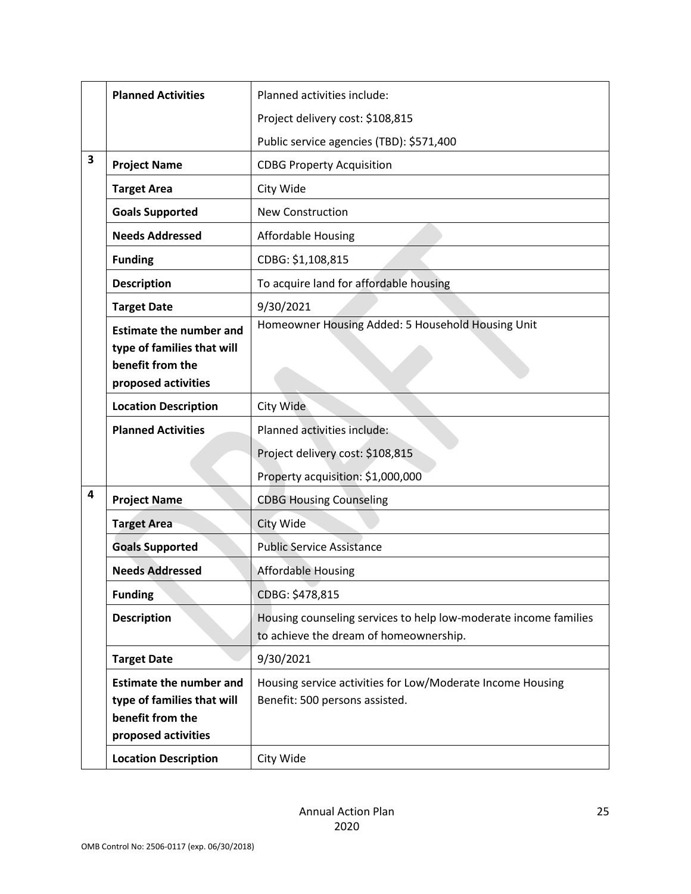| | | |
|---|---|---|
| | **Planned Activities** | Planned activities include:<br>Project delivery cost: $108,815<br>Public service agencies (TBD): $571,400 |
| 3 | **Project Name** | CDBG Property Acquisition |
| | **Target Area** | City Wide |
| | **Goals Supported** | New Construction |
| | **Needs Addressed** | Affordable Housing |
| | **Funding** | CDBG: $1,108,815 |
| | **Description** | To acquire land for affordable housing |
| | **Target Date** | 9/30/2021 |
| | **Estimate the number and type of families that will benefit from the proposed activities** | Homeowner Housing Added: 5 Household Housing Unit |
| | **Location Description** | City Wide |
| | **Planned Activities** | Planned activities include:<br>Project delivery cost: $108,815<br>Property acquisition: $1,000,000 |
| 4 | **Project Name** | CDBG Housing Counseling |
| | **Target Area** | City Wide |
| | **Goals Supported** | Public Service Assistance |
| | **Needs Addressed** | Affordable Housing |
| | **Funding** | CDBG: $478,815 |
| | **Description** | Housing counseling services to help low-moderate income families to achieve the dream of homeownership. |
| | **Target Date** | 9/30/2021 |
| | **Estimate the number and type of families that will benefit from the proposed activities** | Housing service activities for Low/Moderate Income Housing Benefit: 500 persons assisted. |
| | **Location Description** | City Wide |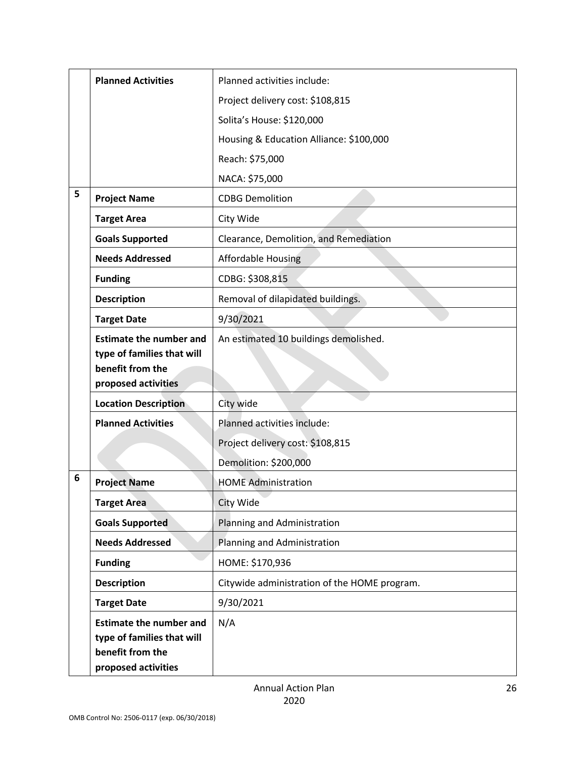| | | |
|---|---|---|
| | **Planned Activities** | Planned activities include:<br>Project delivery cost: $108,815<br>Solita's House: $120,000<br>Housing & Education Alliance: $100,000<br>Reach: $75,000<br>NACA: $75,000 |
| 5 | **Project Name** | CDBG Demolition |
| | **Target Area** | City Wide |
| | **Goals Supported** | Clearance, Demolition, and Remediation |
| | **Needs Addressed** | Affordable Housing |
| | **Funding** | CDBG: $308,815 |
| | **Description** | Removal of dilapidated buildings. |
| | **Target Date** | 9/30/2021 |
| | **Estimate the number and type of families that will benefit from the proposed activities** | An estimated 10 buildings demolished. |
| | **Location Description** | City wide |
| | **Planned Activities** | Planned activities include:<br>Project delivery cost: $108,815<br>Demolition: $200,000 |
| 6 | **Project Name** | HOME Administration |
| | **Target Area** | City Wide |
| | **Goals Supported** | Planning and Administration |
| | **Needs Addressed** | Planning and Administration |
| | **Funding** | HOME: $170,936 |
| | **Description** | Citywide administration of the HOME program. |
| | **Target Date** | 9/30/2021 |
| | **Estimate the number and type of families that will benefit from the proposed activities** | N/A |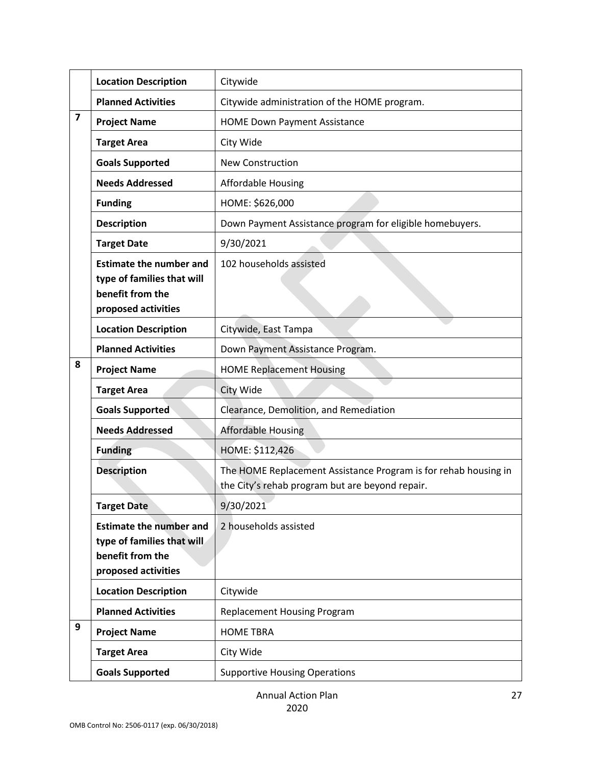| | | |
|---|---|---|
| | **Location Description** | Citywide |
| | **Planned Activities** | Citywide administration of the HOME program. |
| **7** | **Project Name** | HOME Down Payment Assistance |
| | **Target Area** | City Wide |
| | **Goals Supported** | New Construction |
| | **Needs Addressed** | Affordable Housing |
| | **Funding** | HOME: $626,000 |
| | **Description** | Down Payment Assistance program for eligible homebuyers. |
| | **Target Date** | 9/30/2021 |
| | **Estimate the number and type of families that will benefit from the proposed activities** | 102 households assisted |
| | **Location Description** | Citywide, East Tampa |
| | **Planned Activities** | Down Payment Assistance Program. |
| **8** | **Project Name** | HOME Replacement Housing |
| | **Target Area** | City Wide |
| | **Goals Supported** | Clearance, Demolition, and Remediation |
| | **Needs Addressed** | Affordable Housing |
| | **Funding** | HOME: $112,426 |
| | **Description** | The HOME Replacement Assistance Program is for rehab housing in the City's rehab program but are beyond repair. |
| | **Target Date** | 9/30/2021 |
| | **Estimate the number and type of families that will benefit from the proposed activities** | 2 households assisted |
| | **Location Description** | Citywide |
| | **Planned Activities** | Replacement Housing Program |
| **9** | **Project Name** | HOME TBRA |
| | **Target Area** | City Wide |
| | **Goals Supported** | Supportive Housing Operations |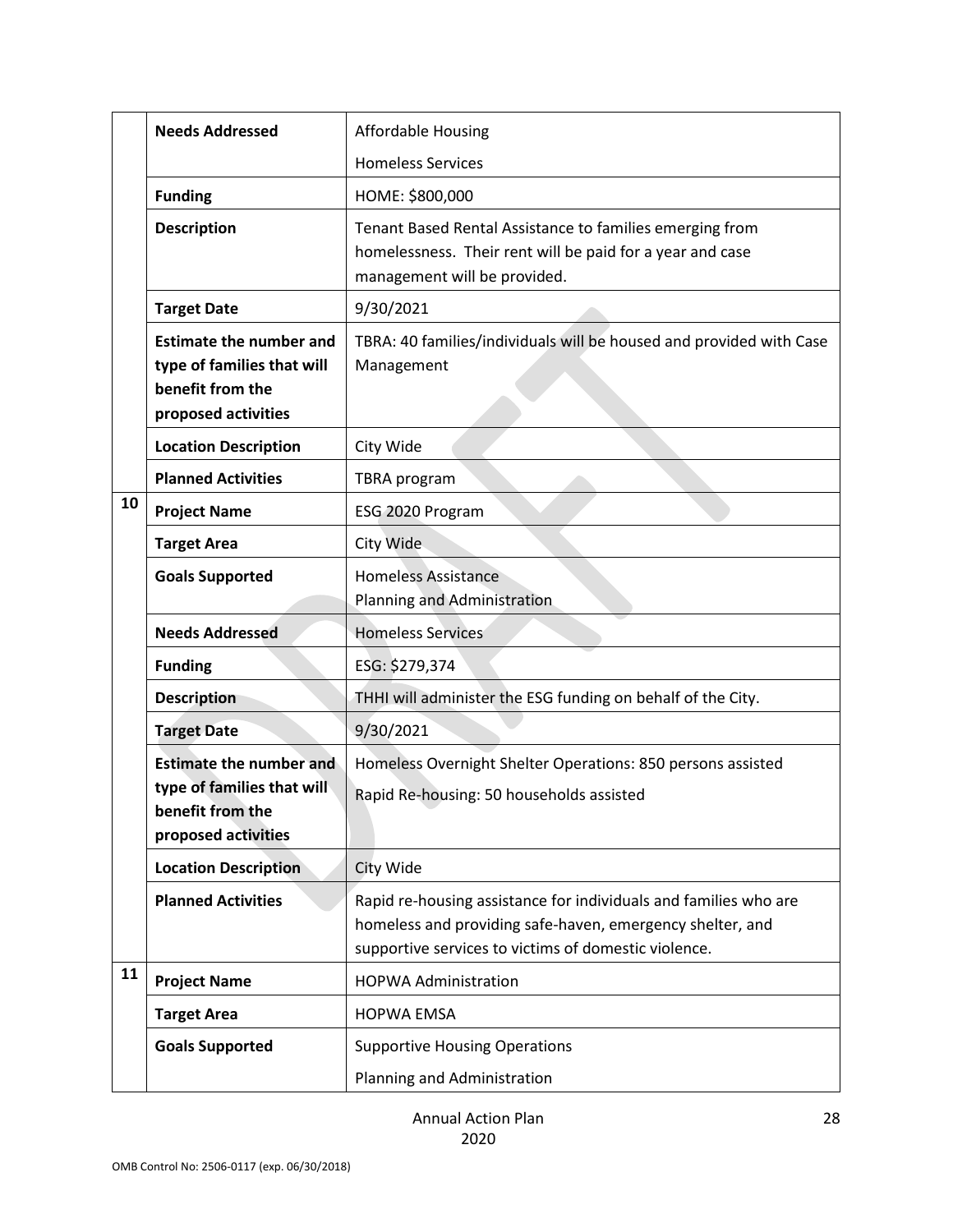| | | |
|---|---|---|
| | **Needs Addressed** | Affordable Housing<br>Homeless Services |
| | **Funding** | HOME: $800,000 |
| | **Description** | Tenant Based Rental Assistance to families emerging from homelessness. Their rent will be paid for a year and case management will be provided. |
| | **Target Date** | 9/30/2021 |
| | **Estimate the number and type of families that will benefit from the proposed activities** | TBRA: 40 families/individuals will be housed and provided with Case Management |
| | **Location Description** | City Wide |
| | **Planned Activities** | TBRA program |
| 10 | **Project Name** | ESG 2020 Program |
| | **Target Area** | City Wide |
| | **Goals Supported** | Homeless Assistance<br>Planning and Administration |
| | **Needs Addressed** | Homeless Services |
| | **Funding** | ESG: $279,374 |
| | **Description** | THHI will administer the ESG funding on behalf of the City. |
| | **Target Date** | 9/30/2021 |
| | **Estimate the number and type of families that will benefit from the proposed activities** | Homeless Overnight Shelter Operations: 850 persons assisted<br>Rapid Re-housing: 50 households assisted |
| | **Location Description** | City Wide |
| | **Planned Activities** | Rapid re-housing assistance for individuals and families who are homeless and providing safe-haven, emergency shelter, and supportive services to victims of domestic violence. |
| 11 | **Project Name** | HOPWA Administration |
| | **Target Area** | HOPWA EMSA |
| | **Goals Supported** | Supportive Housing Operations<br>Planning and Administration |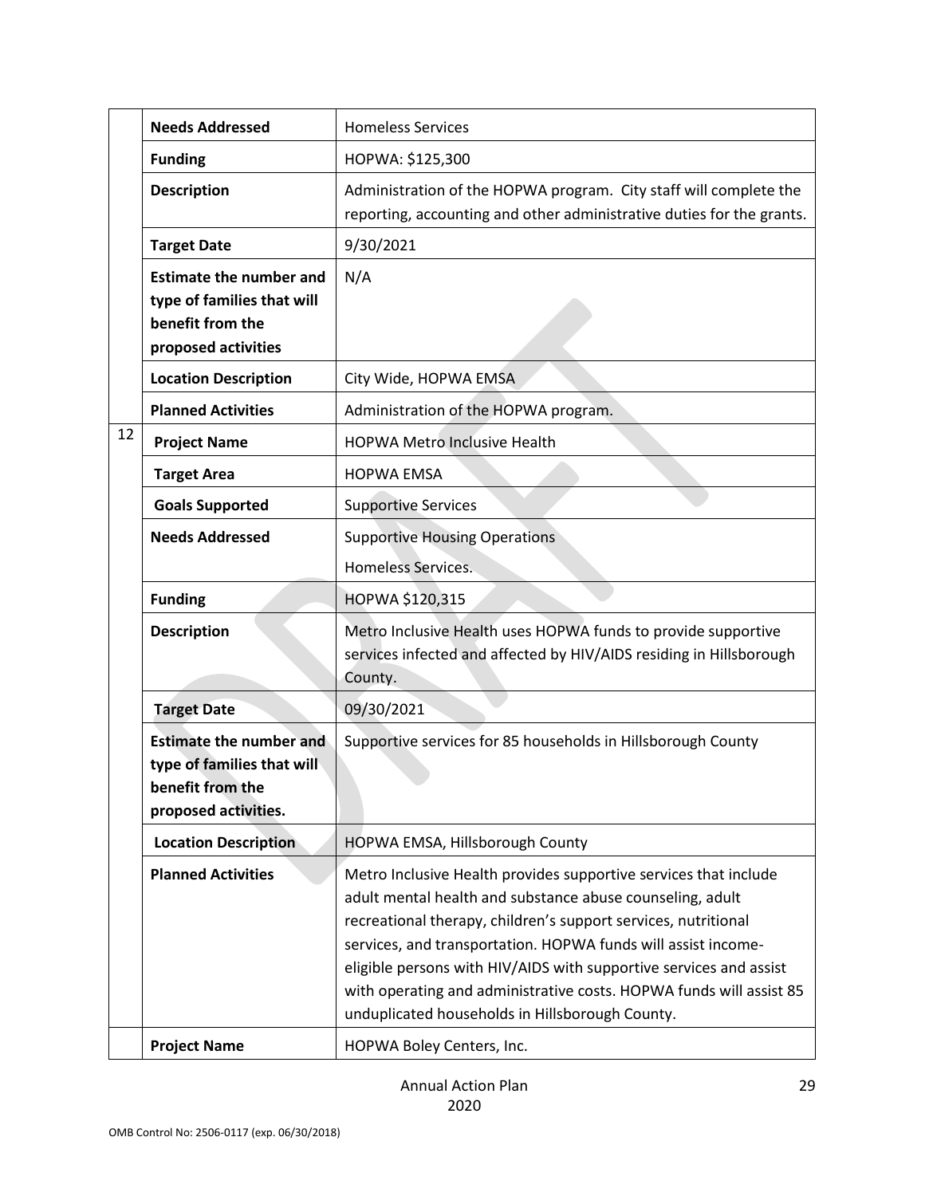| | | |
|---|---|---|
| | **Needs Addressed** | Homeless Services |
| | **Funding** | HOPWA: $125,300 |
| | **Description** | Administration of the HOPWA program. City staff will complete the reporting, accounting and other administrative duties for the grants. |
| | **Target Date** | 9/30/2021 |
| | **Estimate the number and type of families that will benefit from the proposed activities** | N/A |
| | **Location Description** | City Wide, HOPWA EMSA |
| | **Planned Activities** | Administration of the HOPWA program. |
| 12 | **Project Name** | HOPWA Metro Inclusive Health |
| | **Target Area** | HOPWA EMSA |
| | **Goals Supported** | Supportive Services |
| | **Needs Addressed** | Supportive Housing Operations<br>Homeless Services. |
| | **Funding** | HOPWA $120,315 |
| | **Description** | Metro Inclusive Health uses HOPWA funds to provide supportive services infected and affected by HIV/AIDS residing in Hillsborough County. |
| | **Target Date** | 09/30/2021 |
| | **Estimate the number and type of families that will benefit from the proposed activities.** | Supportive services for 85 households in Hillsborough County |
| | **Location Description** | HOPWA EMSA, Hillsborough County |
| | **Planned Activities** | Metro Inclusive Health provides supportive services that include adult mental health and substance abuse counseling, adult recreational therapy, children's support services, nutritional services, and transportation. HOPWA funds will assist income-eligible persons with HIV/AIDS with supportive services and assist with operating and administrative costs. HOPWA funds will assist 85 unduplicated households in Hillsborough County. |
| | **Project Name** | HOPWA Boley Centers, Inc. |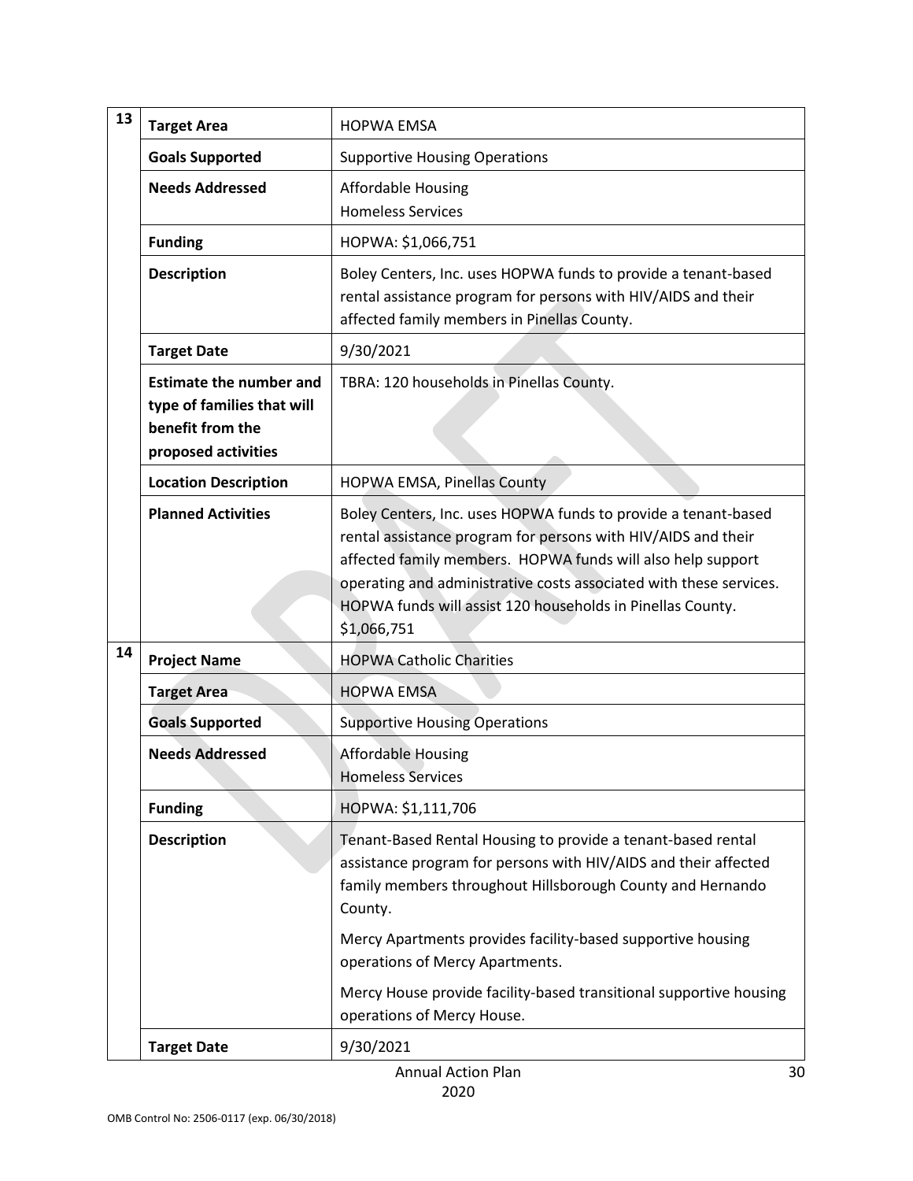| | | |
|---|---|---|
| 13 | **Target Area** | HOPWA EMSA |
| | **Goals Supported** | Supportive Housing Operations |
| | **Needs Addressed** | Affordable Housing<br>Homeless Services |
| | **Funding** | HOPWA: $1,066,751 |
| | **Description** | Boley Centers, Inc. uses HOPWA funds to provide a tenant-based rental assistance program for persons with HIV/AIDS and their affected family members in Pinellas County. |
| | **Target Date** | 9/30/2021 |
| | **Estimate the number and type of families that will benefit from the proposed activities** | TBRA: 120 households in Pinellas County. |
| | **Location Description** | HOPWA EMSA, Pinellas County |
| | **Planned Activities** | Boley Centers, Inc. uses HOPWA funds to provide a tenant-based rental assistance program for persons with HIV/AIDS and their affected family members. HOPWA funds will also help support operating and administrative costs associated with these services. HOPWA funds will assist 120 households in Pinellas County. $1,066,751 |
| 14 | **Project Name** | HOPWA Catholic Charities |
| | **Target Area** | HOPWA EMSA |
| | **Goals Supported** | Supportive Housing Operations |
| | **Needs Addressed** | Affordable Housing<br>Homeless Services |
| | **Funding** | HOPWA: $1,111,706 |
| | **Description** | Tenant-Based Rental Housing to provide a tenant-based rental assistance program for persons with HIV/AIDS and their affected family members throughout Hillsborough County and Hernando County.<br><br>Mercy Apartments provides facility-based supportive housing operations of Mercy Apartments.<br><br>Mercy House provide facility-based transitional supportive housing operations of Mercy House. |
| | **Target Date** | 9/30/2021 |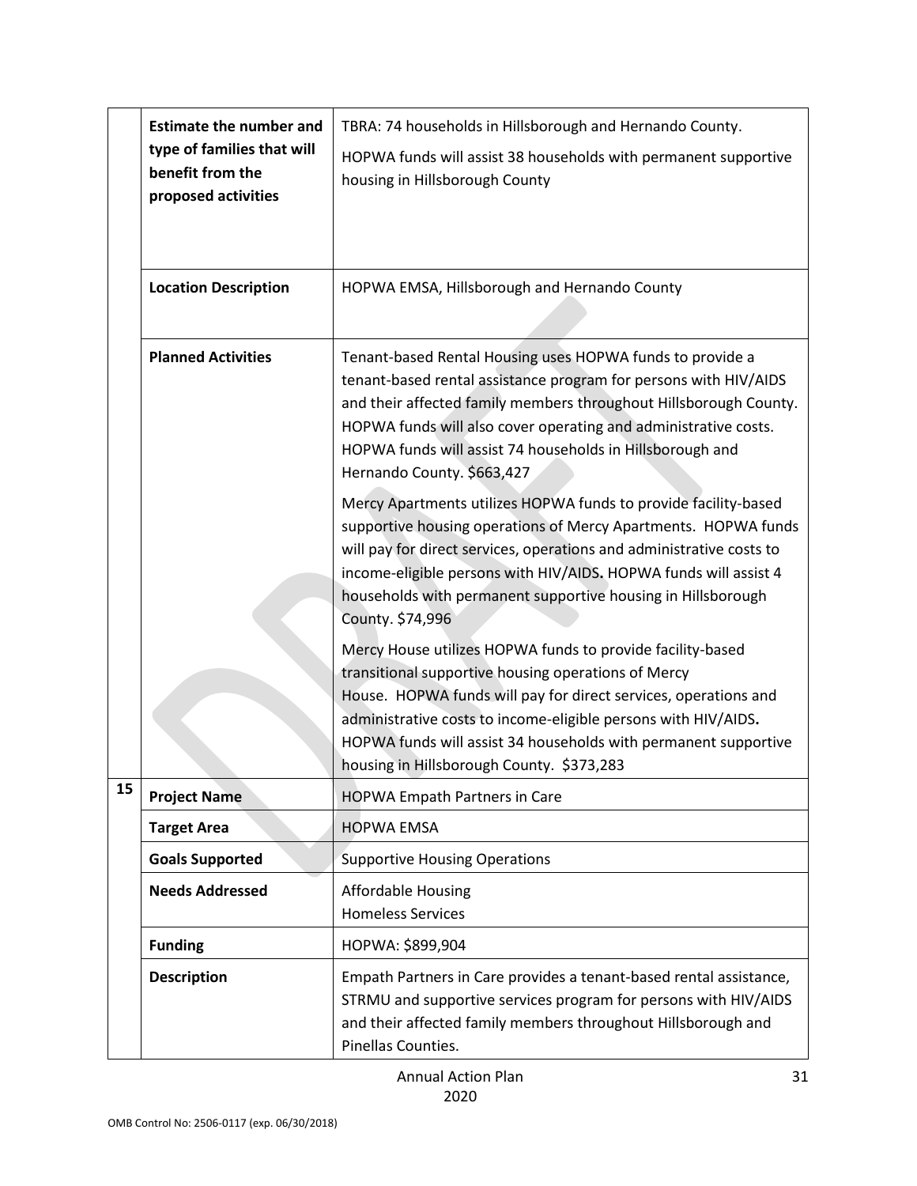| | | |
|---|---|---|
| | **Estimate the number and type of families that will benefit from the proposed activities** | TBRA: 74 households in Hillsborough and Hernando County.<br>HOPWA funds will assist 38 households with permanent supportive housing in Hillsborough County |
| | **Location Description** | HOPWA EMSA, Hillsborough and Hernando County |
| | **Planned Activities** | Tenant-based Rental Housing uses HOPWA funds to provide a tenant-based rental assistance program for persons with HIV/AIDS and their affected family members throughout Hillsborough County. HOPWA funds will also cover operating and administrative costs. HOPWA funds will assist 74 households in Hillsborough and Hernando County. $663,427<br>Mercy Apartments utilizes HOPWA funds to provide facility-based supportive housing operations of Mercy Apartments. HOPWA funds will pay for direct services, operations and administrative costs to income-eligible persons with HIV/AIDS**.** HOPWA funds will assist 4 households with permanent supportive housing in Hillsborough County. $74,996<br>Mercy House utilizes HOPWA funds to provide facility-based transitional supportive housing operations of Mercy House. HOPWA funds will pay for direct services, operations and administrative costs to income-eligible persons with HIV/AIDS**.** HOPWA funds will assist 34 households with permanent supportive housing in Hillsborough County. $373,283 |
| 15 | **Project Name** | HOPWA Empath Partners in Care |
| | **Target Area** | HOPWA EMSA |
| | **Goals Supported** | Supportive Housing Operations |
| | **Needs Addressed** | Affordable Housing<br>Homeless Services |
| | **Funding** | HOPWA: $899,904 |
| | **Description** | Empath Partners in Care provides a tenant-based rental assistance, STRMU and supportive services program for persons with HIV/AIDS and their affected family members throughout Hillsborough and Pinellas Counties. |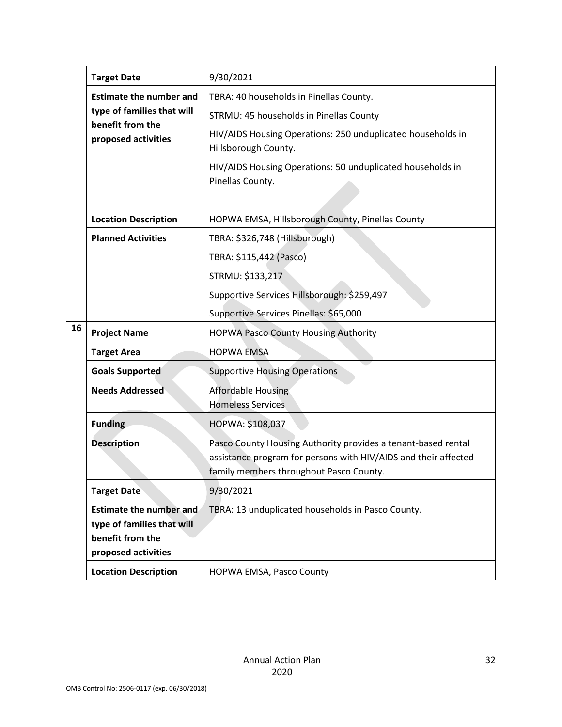| | | |
|---|---|---|
| | **Target Date** | 9/30/2021 |
| | **Estimate the number and type of families that will benefit from the proposed activities** | TBRA: 40 households in Pinellas County.<br>STRMU: 45 households in Pinellas County<br>HIV/AIDS Housing Operations: 250 unduplicated households in Hillsborough County.<br>HIV/AIDS Housing Operations: 50 unduplicated households in Pinellas County. |
| | **Location Description** | HOPWA EMSA, Hillsborough County, Pinellas County |
| | **Planned Activities** | TBRA: $326,748 (Hillsborough)<br>TBRA: $115,442 (Pasco)<br>STRMU: $133,217<br>Supportive Services Hillsborough: $259,497<br>Supportive Services Pinellas: $65,000 |
| **16** | **Project Name** | HOPWA Pasco County Housing Authority |
| | **Target Area** | HOPWA EMSA |
| | **Goals Supported** | Supportive Housing Operations |
| | **Needs Addressed** | Affordable Housing<br>Homeless Services |
| | **Funding** | HOPWA: $108,037 |
| | **Description** | Pasco County Housing Authority provides a tenant-based rental assistance program for persons with HIV/AIDS and their affected family members throughout Pasco County. |
| | **Target Date** | 9/30/2021 |
| | **Estimate the number and type of families that will benefit from the proposed activities** | TBRA: 13 unduplicated households in Pasco County. |
| | **Location Description** | HOPWA EMSA, Pasco County |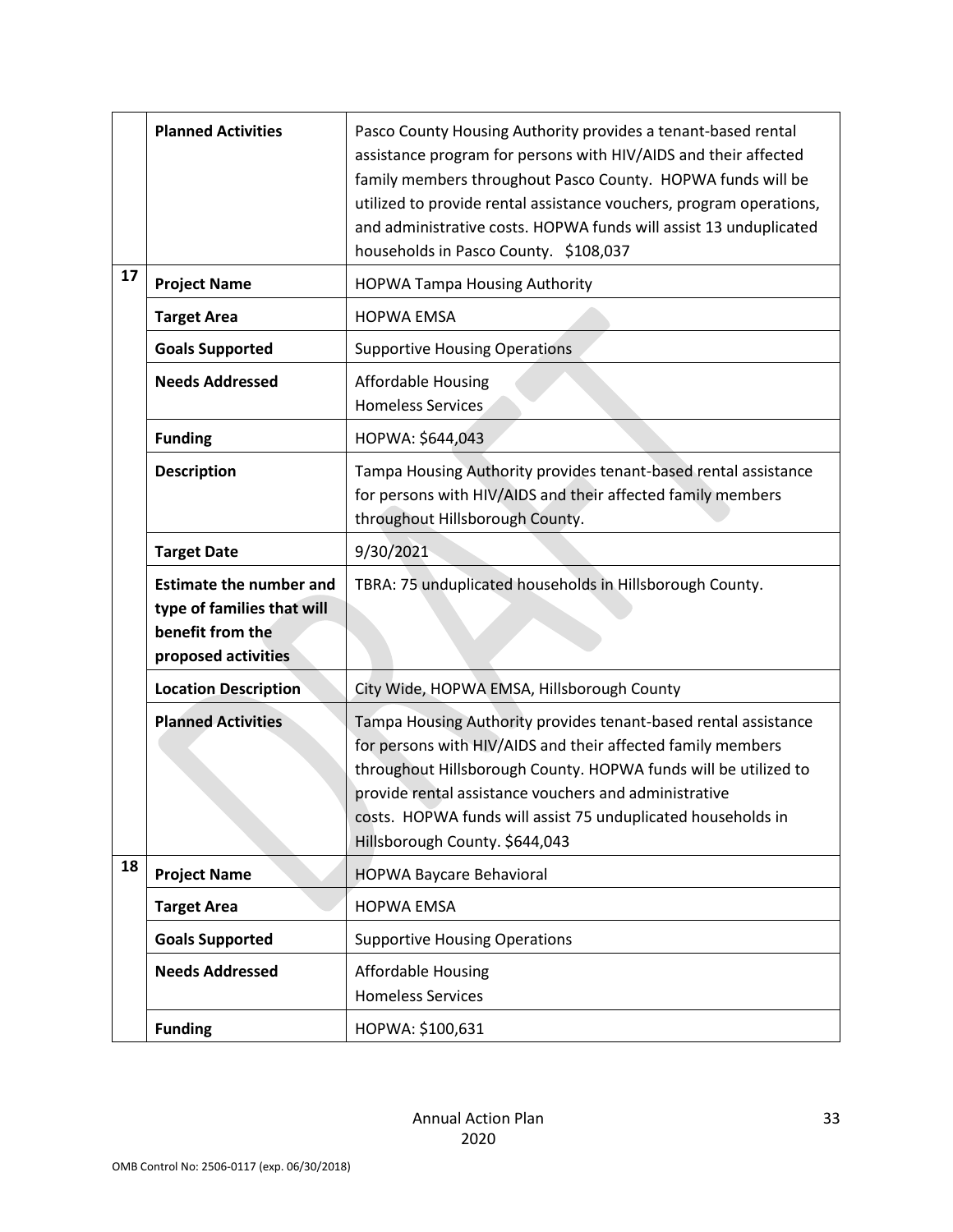| | | |
|---|---|---|
| | **Planned Activities** | Pasco County Housing Authority provides a tenant-based rental assistance program for persons with HIV/AIDS and their affected family members throughout Pasco County. HOPWA funds will be utilized to provide rental assistance vouchers, program operations, and administrative costs. HOPWA funds will assist 13 unduplicated households in Pasco County. $108,037 |
| 17 | **Project Name** | HOPWA Tampa Housing Authority |
| | **Target Area** | HOPWA EMSA |
| | **Goals Supported** | Supportive Housing Operations |
| | **Needs Addressed** | Affordable Housing<br>Homeless Services |
| | **Funding** | HOPWA: $644,043 |
| | **Description** | Tampa Housing Authority provides tenant-based rental assistance for persons with HIV/AIDS and their affected family members throughout Hillsborough County. |
| | **Target Date** | 9/30/2021 |
| | **Estimate the number and type of families that will benefit from the proposed activities** | TBRA: 75 unduplicated households in Hillsborough County. |
| | **Location Description** | City Wide, HOPWA EMSA, Hillsborough County |
| | **Planned Activities** | Tampa Housing Authority provides tenant-based rental assistance for persons with HIV/AIDS and their affected family members throughout Hillsborough County. HOPWA funds will be utilized to provide rental assistance vouchers and administrative costs. HOPWA funds will assist 75 unduplicated households in Hillsborough County. $644,043 |
| 18 | **Project Name** | HOPWA Baycare Behavioral |
| | **Target Area** | HOPWA EMSA |
| | **Goals Supported** | Supportive Housing Operations |
| | **Needs Addressed** | Affordable Housing<br>Homeless Services |
| | **Funding** | HOPWA: $100,631 |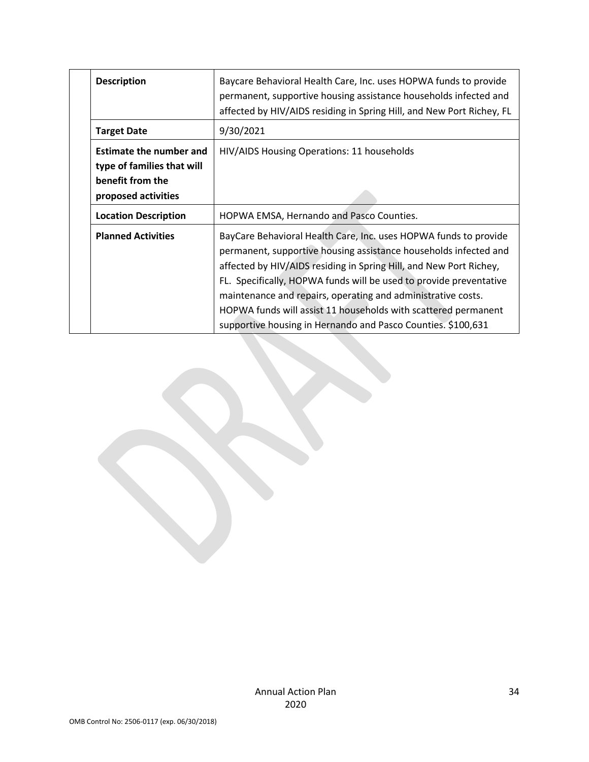| | | |
|---|---|---|
| | **Description** | Baycare Behavioral Health Care, Inc. uses HOPWA funds to provide permanent, supportive housing assistance households infected and affected by HIV/AIDS residing in Spring Hill, and New Port Richey, FL |
| | **Target Date** | 9/30/2021 |
| | **Estimate the number and type of families that will benefit from the proposed activities** | HIV/AIDS Housing Operations: 11 households |
| | **Location Description** | HOPWA EMSA, Hernando and Pasco Counties. |
| | **Planned Activities** | BayCare Behavioral Health Care, Inc. uses HOPWA funds to provide permanent, supportive housing assistance households infected and affected by HIV/AIDS residing in Spring Hill, and New Port Richey, FL. Specifically, HOPWA funds will be used to provide preventative maintenance and repairs, operating and administrative costs. HOPWA funds will assist 11 households with scattered permanent supportive housing in Hernando and Pasco Counties. $100,631 |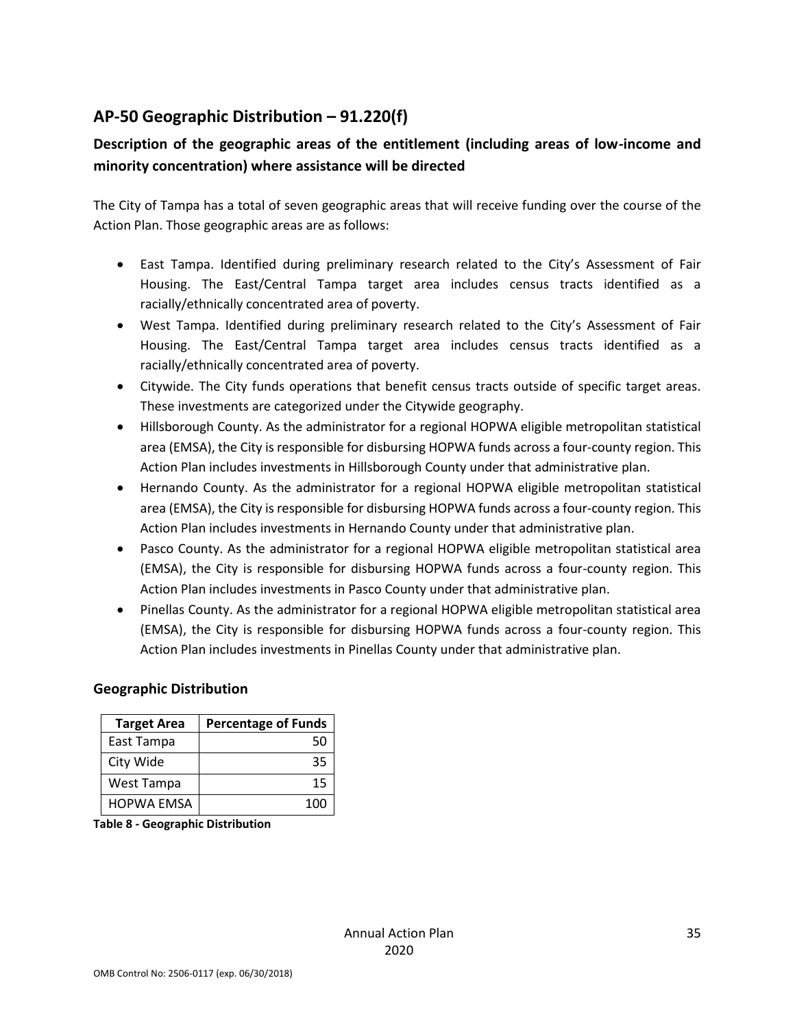## AP-50 Geographic Distribution – 91.220(f)

### Description of the geographic areas of the entitlement (including areas of low-income and minority concentration) where assistance will be directed

The City of Tampa has a total of seven geographic areas that will receive funding over the course of the Action Plan. Those geographic areas are as follows:

- East Tampa. Identified during preliminary research related to the City's Assessment of Fair Housing. The East/Central Tampa target area includes census tracts identified as a racially/ethnically concentrated area of poverty.
- West Tampa. Identified during preliminary research related to the City's Assessment of Fair Housing. The East/Central Tampa target area includes census tracts identified as a racially/ethnically concentrated area of poverty.
- Citywide. The City funds operations that benefit census tracts outside of specific target areas. These investments are categorized under the Citywide geography.
- Hillsborough County. As the administrator for a regional HOPWA eligible metropolitan statistical area (EMSA), the City is responsible for disbursing HOPWA funds across a four-county region. This Action Plan includes investments in Hillsborough County under that administrative plan.
- Hernando County. As the administrator for a regional HOPWA eligible metropolitan statistical area (EMSA), the City is responsible for disbursing HOPWA funds across a four-county region. This Action Plan includes investments in Hernando County under that administrative plan.
- Pasco County. As the administrator for a regional HOPWA eligible metropolitan statistical area (EMSA), the City is responsible for disbursing HOPWA funds across a four-county region. This Action Plan includes investments in Pasco County under that administrative plan.
- Pinellas County. As the administrator for a regional HOPWA eligible metropolitan statistical area (EMSA), the City is responsible for disbursing HOPWA funds across a four-county region. This Action Plan includes investments in Pinellas County under that administrative plan.

### Geographic Distribution

| Target Area | Percentage of Funds |
|---|---|
| East Tampa | 50 |
| City Wide | 35 |
| West Tampa | 15 |
| HOPWA EMSA | 100 |

**Table 8 - Geographic Distribution**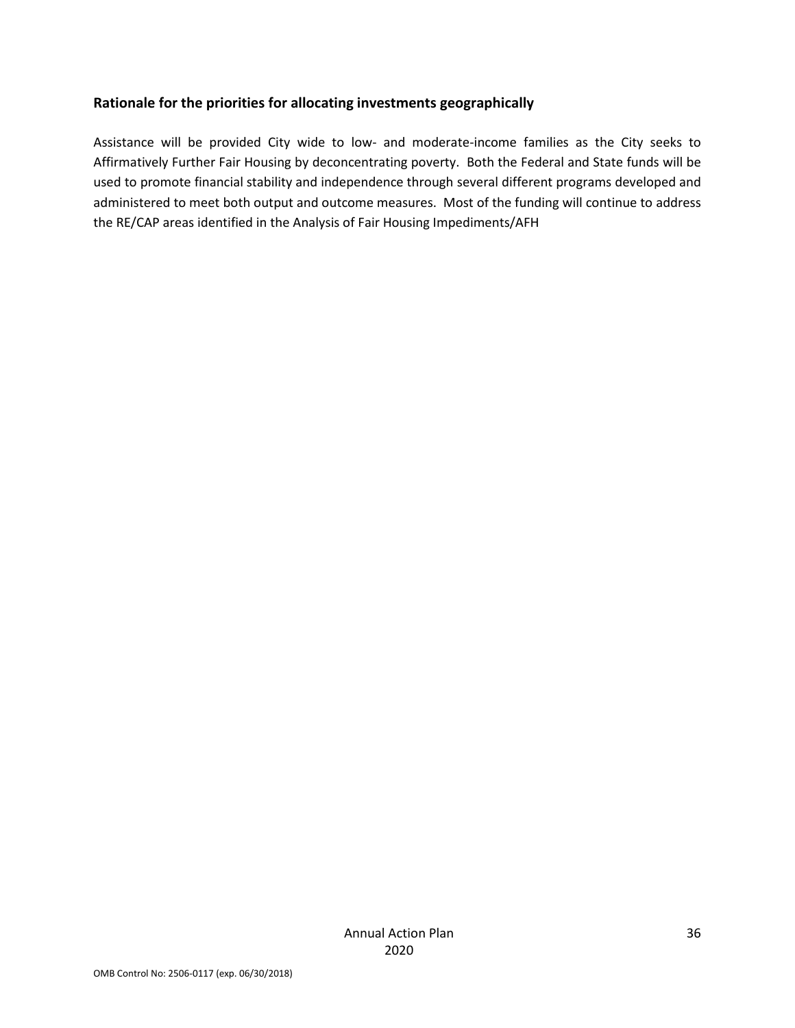### Rationale for the priorities for allocating investments geographically

Assistance will be provided City wide to low- and moderate-income families as the City seeks to Affirmatively Further Fair Housing by deconcentrating poverty. Both the Federal and State funds will be used to promote financial stability and independence through several different programs developed and administered to meet both output and outcome measures. Most of the funding will continue to address the RE/CAP areas identified in the Analysis of Fair Housing Impediments/AFH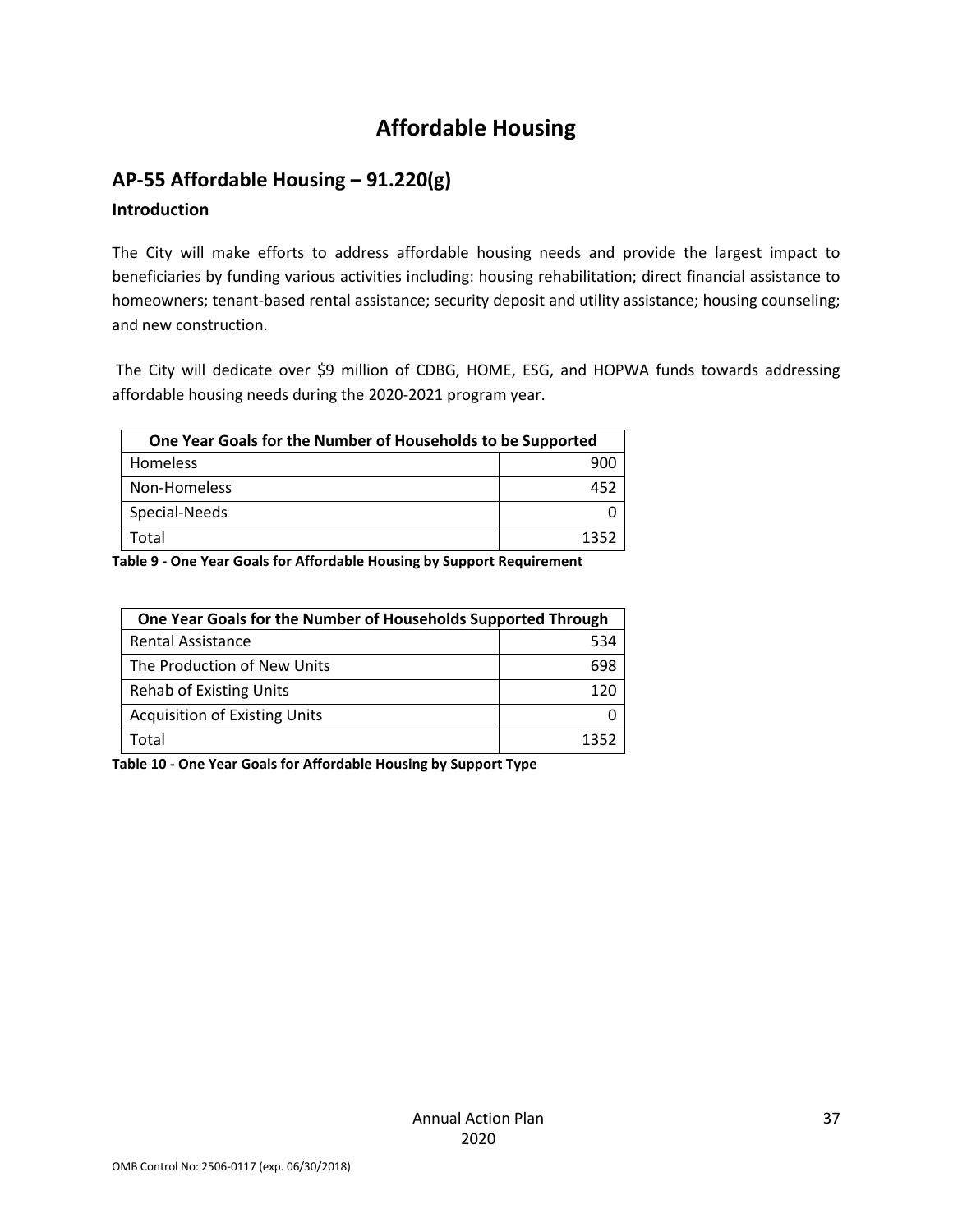# Affordable Housing

## AP-55 Affordable Housing – 91.220(g)

### Introduction

The City will make efforts to address affordable housing needs and provide the largest impact to beneficiaries by funding various activities including: housing rehabilitation; direct financial assistance to homeowners; tenant-based rental assistance; security deposit and utility assistance; housing counseling; and new construction.

The City will dedicate over $9 million of CDBG, HOME, ESG, and HOPWA funds towards addressing affordable housing needs during the 2020-2021 program year.

| One Year Goals for the Number of Households to be Supported | |
|---|---|
| Homeless | 900 |
| Non-Homeless | 452 |
| Special-Needs | 0 |
| Total | 1352 |

**Table 9 - One Year Goals for Affordable Housing by Support Requirement**

| One Year Goals for the Number of Households Supported Through | |
|---|---|
| Rental Assistance | 534 |
| The Production of New Units | 698 |
| Rehab of Existing Units | 120 |
| Acquisition of Existing Units | 0 |
| Total | 1352 |

**Table 10 - One Year Goals for Affordable Housing by Support Type**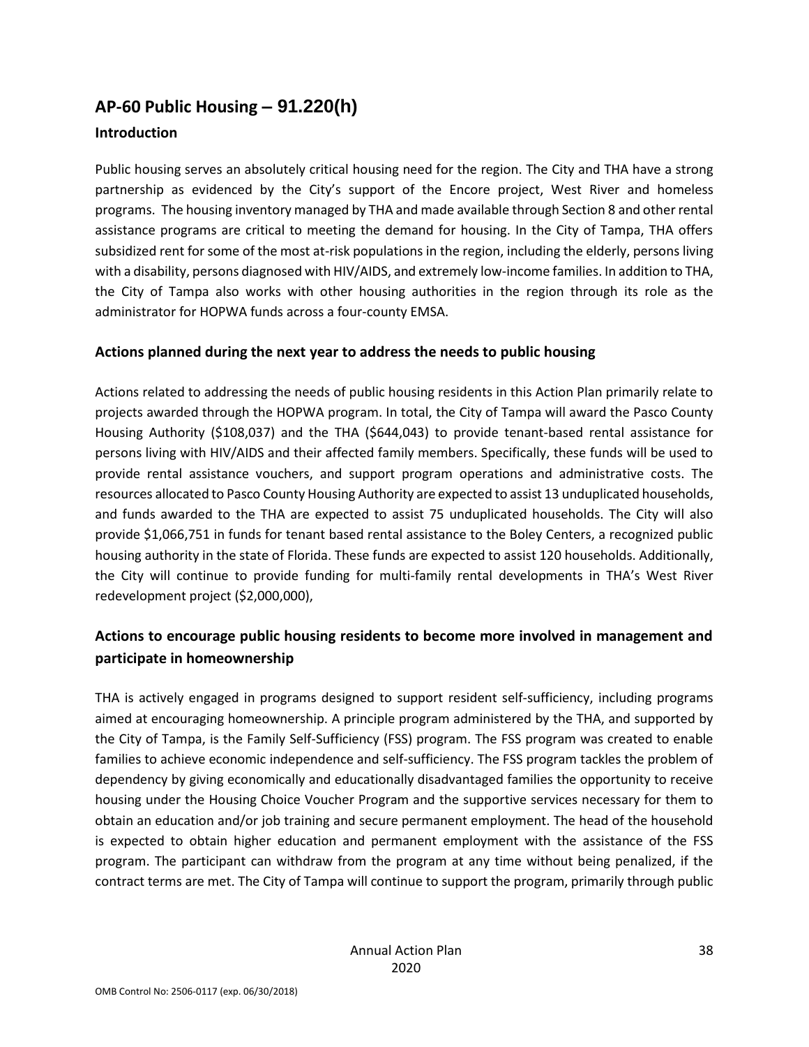## AP-60 Public Housing – 91.220(h)

### Introduction

Public housing serves an absolutely critical housing need for the region. The City and THA have a strong partnership as evidenced by the City's support of the Encore project, West River and homeless programs. The housing inventory managed by THA and made available through Section 8 and other rental assistance programs are critical to meeting the demand for housing. In the City of Tampa, THA offers subsidized rent for some of the most at-risk populations in the region, including the elderly, persons living with a disability, persons diagnosed with HIV/AIDS, and extremely low-income families. In addition to THA, the City of Tampa also works with other housing authorities in the region through its role as the administrator for HOPWA funds across a four-county EMSA.

### Actions planned during the next year to address the needs to public housing

Actions related to addressing the needs of public housing residents in this Action Plan primarily relate to projects awarded through the HOPWA program. In total, the City of Tampa will award the Pasco County Housing Authority ($108,037) and the THA ($644,043) to provide tenant-based rental assistance for persons living with HIV/AIDS and their affected family members. Specifically, these funds will be used to provide rental assistance vouchers, and support program operations and administrative costs. The resources allocated to Pasco County Housing Authority are expected to assist 13 unduplicated households, and funds awarded to the THA are expected to assist 75 unduplicated households. The City will also provide $1,066,751 in funds for tenant based rental assistance to the Boley Centers, a recognized public housing authority in the state of Florida. These funds are expected to assist 120 households. Additionally, the City will continue to provide funding for multi-family rental developments in THA's West River redevelopment project ($2,000,000),

### Actions to encourage public housing residents to become more involved in management and participate in homeownership

THA is actively engaged in programs designed to support resident self-sufficiency, including programs aimed at encouraging homeownership. A principle program administered by the THA, and supported by the City of Tampa, is the Family Self-Sufficiency (FSS) program. The FSS program was created to enable families to achieve economic independence and self-sufficiency. The FSS program tackles the problem of dependency by giving economically and educationally disadvantaged families the opportunity to receive housing under the Housing Choice Voucher Program and the supportive services necessary for them to obtain an education and/or job training and secure permanent employment. The head of the household is expected to obtain higher education and permanent employment with the assistance of the FSS program. The participant can withdraw from the program at any time without being penalized, if the contract terms are met. The City of Tampa will continue to support the program, primarily through public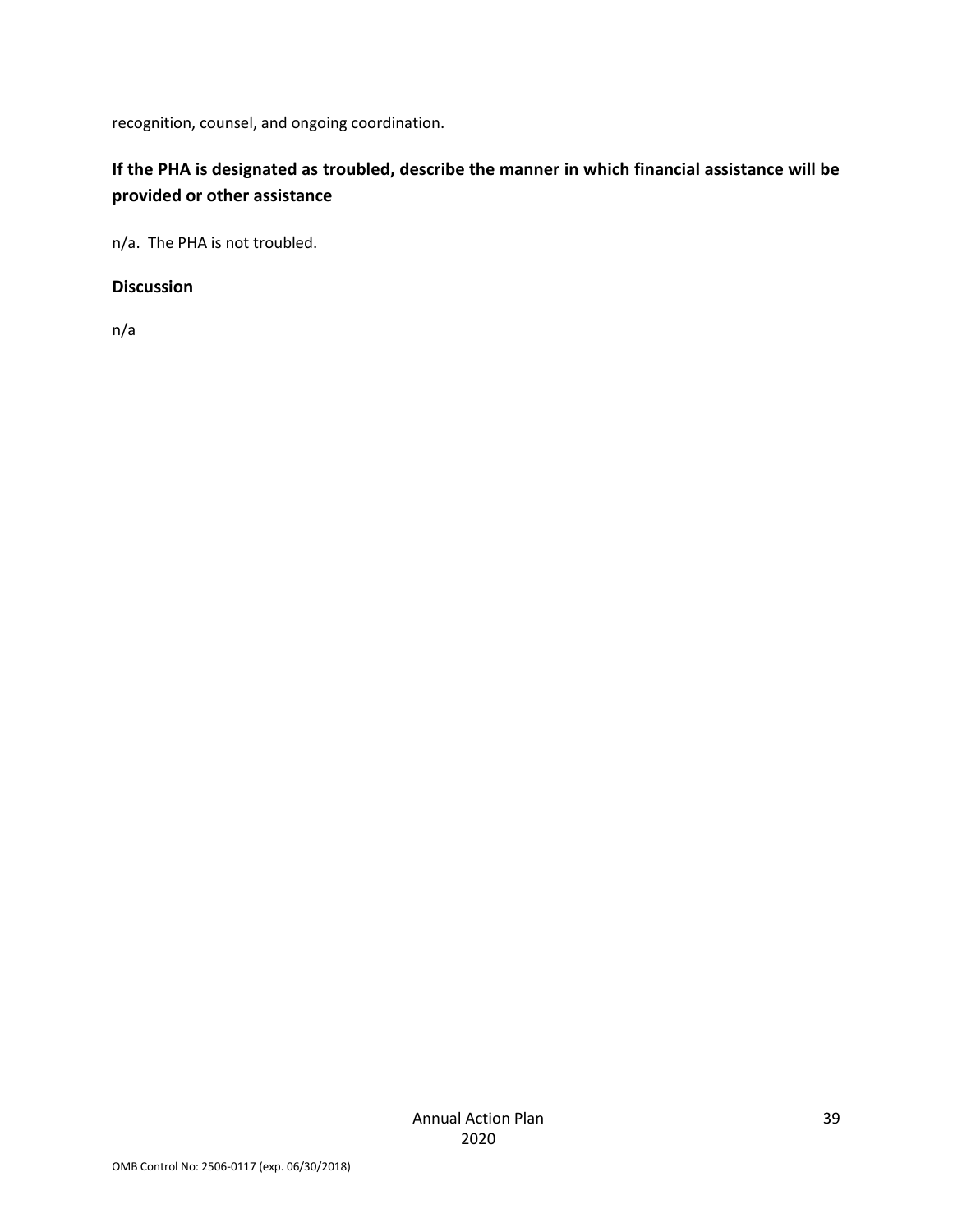recognition, counsel, and ongoing coordination.

**If the PHA is designated as troubled, describe the manner in which financial assistance will be provided or other assistance**

n/a. The PHA is not troubled.

**Discussion**

n/a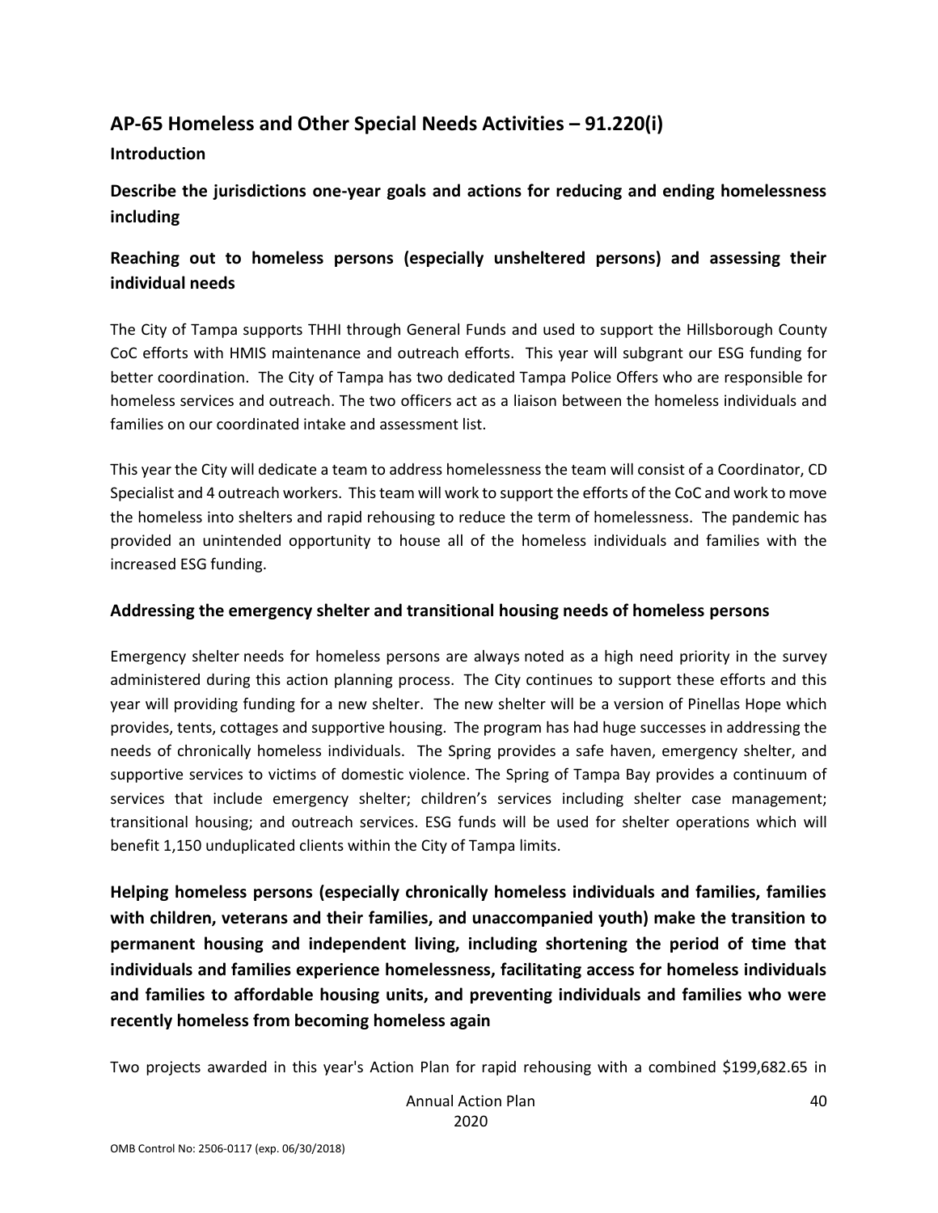## AP-65 Homeless and Other Special Needs Activities – 91.220(i)

### Introduction

**Describe the jurisdictions one-year goals and actions for reducing and ending homelessness including**

**Reaching out to homeless persons (especially unsheltered persons) and assessing their individual needs**

The City of Tampa supports THHI through General Funds and used to support the Hillsborough County CoC efforts with HMIS maintenance and outreach efforts. This year will subgrant our ESG funding for better coordination. The City of Tampa has two dedicated Tampa Police Offers who are responsible for homeless services and outreach. The two officers act as a liaison between the homeless individuals and families on our coordinated intake and assessment list.

This year the City will dedicate a team to address homelessness the team will consist of a Coordinator, CD Specialist and 4 outreach workers. This team will work to support the efforts of the CoC and work to move the homeless into shelters and rapid rehousing to reduce the term of homelessness. The pandemic has provided an unintended opportunity to house all of the homeless individuals and families with the increased ESG funding.

**Addressing the emergency shelter and transitional housing needs of homeless persons**

Emergency shelter needs for homeless persons are always noted as a high need priority in the survey administered during this action planning process. The City continues to support these efforts and this year will providing funding for a new shelter. The new shelter will be a version of Pinellas Hope which provides, tents, cottages and supportive housing. The program has had huge successes in addressing the needs of chronically homeless individuals. The Spring provides a safe haven, emergency shelter, and supportive services to victims of domestic violence. The Spring of Tampa Bay provides a continuum of services that include emergency shelter; children's services including shelter case management; transitional housing; and outreach services. ESG funds will be used for shelter operations which will benefit 1,150 unduplicated clients within the City of Tampa limits.

**Helping homeless persons (especially chronically homeless individuals and families, families with children, veterans and their families, and unaccompanied youth) make the transition to permanent housing and independent living, including shortening the period of time that individuals and families experience homelessness, facilitating access for homeless individuals and families to affordable housing units, and preventing individuals and families who were recently homeless from becoming homeless again**

Two projects awarded in this year's Action Plan for rapid rehousing with a combined $199,682.65 in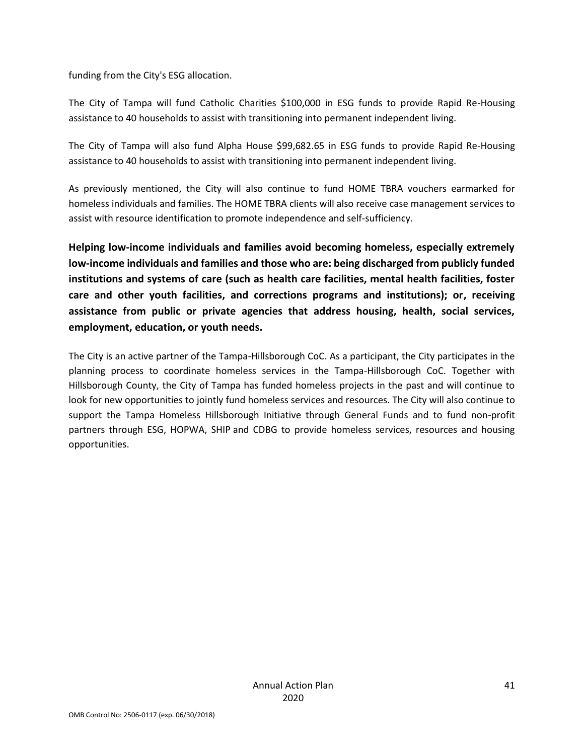funding from the City's ESG allocation.

The City of Tampa will fund Catholic Charities $100,000 in ESG funds to provide Rapid Re-Housing assistance to 40 households to assist with transitioning into permanent independent living.

The City of Tampa will also fund Alpha House $99,682.65 in ESG funds to provide Rapid Re-Housing assistance to 40 households to assist with transitioning into permanent independent living.

As previously mentioned, the City will also continue to fund HOME TBRA vouchers earmarked for homeless individuals and families. The HOME TBRA clients will also receive case management services to assist with resource identification to promote independence and self-sufficiency.

**Helping low-income individuals and families avoid becoming homeless, especially extremely low-income individuals and families and those who are: being discharged from publicly funded institutions and systems of care (such as health care facilities, mental health facilities, foster care and other youth facilities, and corrections programs and institutions); or, receiving assistance from public or private agencies that address housing, health, social services, employment, education, or youth needs.**

The City is an active partner of the Tampa-Hillsborough CoC. As a participant, the City participates in the planning process to coordinate homeless services in the Tampa-Hillsborough CoC. Together with Hillsborough County, the City of Tampa has funded homeless projects in the past and will continue to look for new opportunities to jointly fund homeless services and resources. The City will also continue to support the Tampa Homeless Hillsborough Initiative through General Funds and to fund non-profit partners through ESG, HOPWA, SHIP and CDBG to provide homeless services, resources and housing opportunities.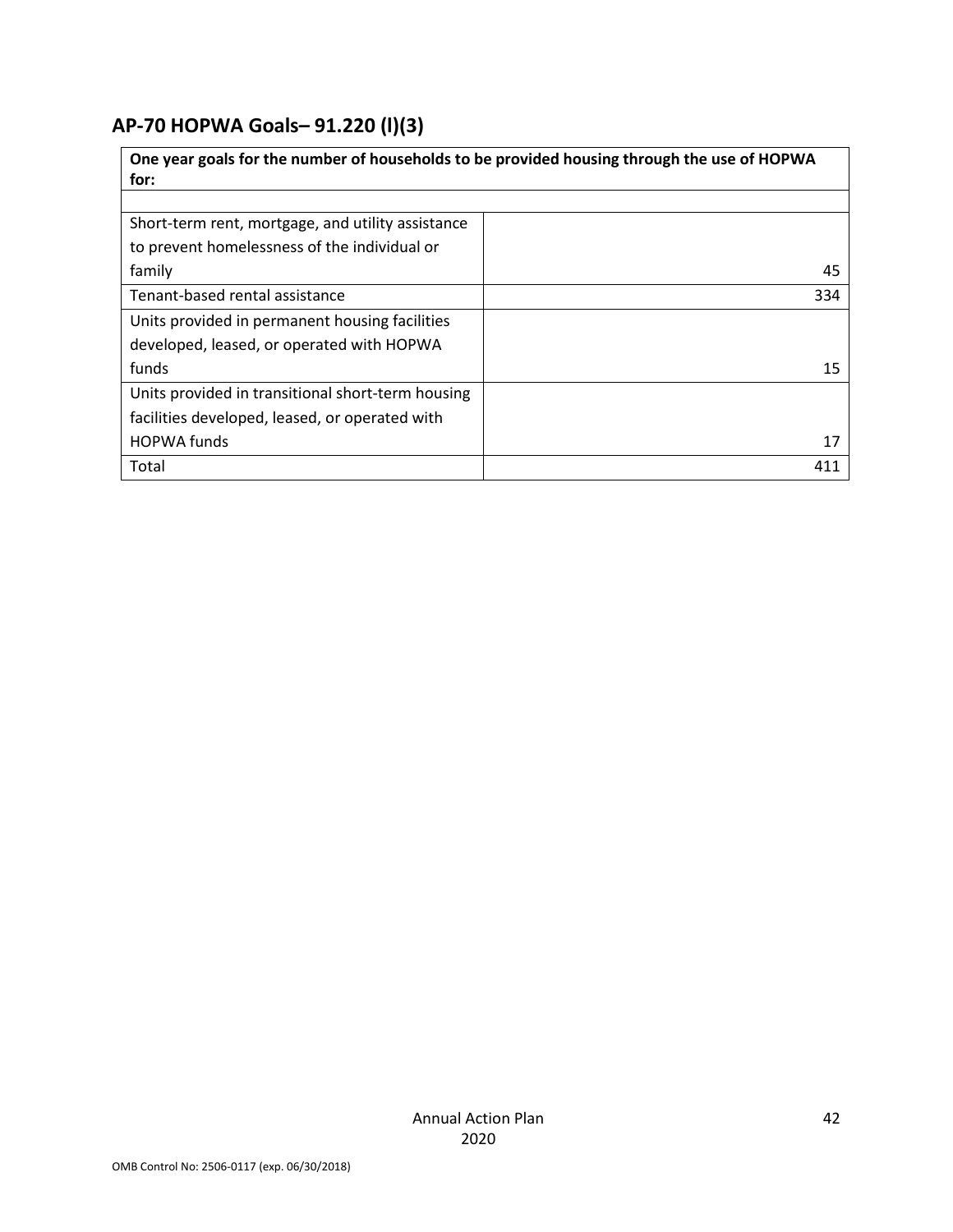## AP-70 HOPWA Goals– 91.220 (l)(3)

| One year goals for the number of households to be provided housing through the use of HOPWA for: | |
|---|---|
| | |
| Short-term rent, mortgage, and utility assistance to prevent homelessness of the individual or family | 45 |
| Tenant-based rental assistance | 334 |
| Units provided in permanent housing facilities developed, leased, or operated with HOPWA funds | 15 |
| Units provided in transitional short-term housing facilities developed, leased, or operated with HOPWA funds | 17 |
| Total | 411 |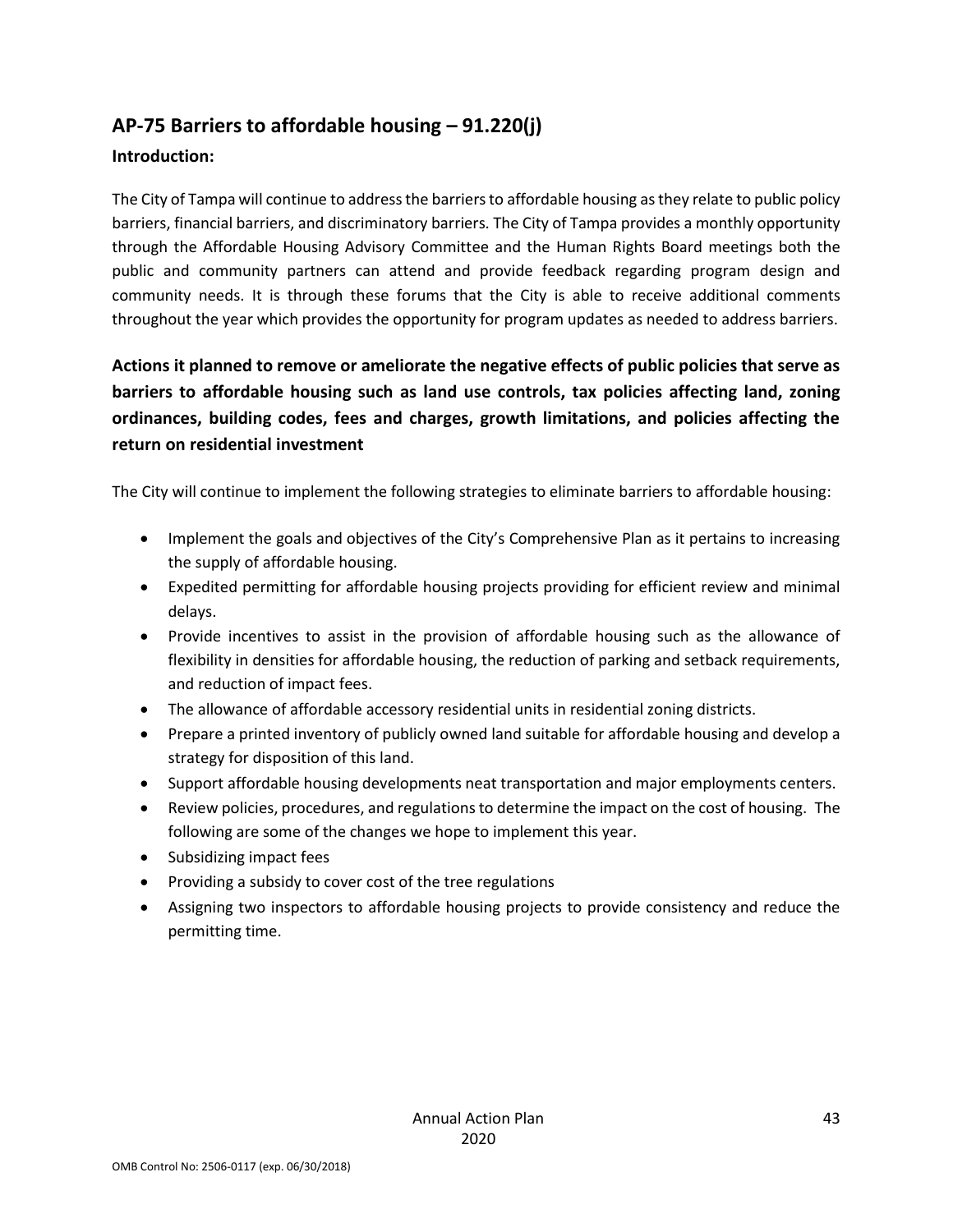## AP-75 Barriers to affordable housing – 91.220(j)

### Introduction:

The City of Tampa will continue to address the barriers to affordable housing as they relate to public policy barriers, financial barriers, and discriminatory barriers. The City of Tampa provides a monthly opportunity through the Affordable Housing Advisory Committee and the Human Rights Board meetings both the public and community partners can attend and provide feedback regarding program design and community needs. It is through these forums that the City is able to receive additional comments throughout the year which provides the opportunity for program updates as needed to address barriers.

### Actions it planned to remove or ameliorate the negative effects of public policies that serve as barriers to affordable housing such as land use controls, tax policies affecting land, zoning ordinances, building codes, fees and charges, growth limitations, and policies affecting the return on residential investment

The City will continue to implement the following strategies to eliminate barriers to affordable housing:

- Implement the goals and objectives of the City's Comprehensive Plan as it pertains to increasing the supply of affordable housing.
- Expedited permitting for affordable housing projects providing for efficient review and minimal delays.
- Provide incentives to assist in the provision of affordable housing such as the allowance of flexibility in densities for affordable housing, the reduction of parking and setback requirements, and reduction of impact fees.
- The allowance of affordable accessory residential units in residential zoning districts.
- Prepare a printed inventory of publicly owned land suitable for affordable housing and develop a strategy for disposition of this land.
- Support affordable housing developments neat transportation and major employments centers.
- Review policies, procedures, and regulations to determine the impact on the cost of housing. The following are some of the changes we hope to implement this year.
- Subsidizing impact fees
- Providing a subsidy to cover cost of the tree regulations
- Assigning two inspectors to affordable housing projects to provide consistency and reduce the permitting time.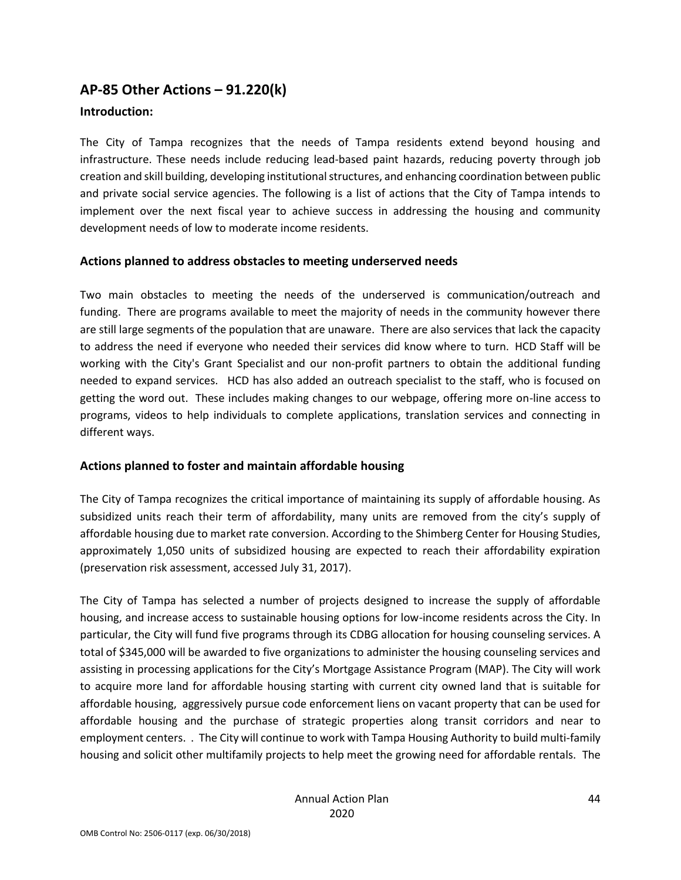## AP-85 Other Actions – 91.220(k)

### Introduction:

The City of Tampa recognizes that the needs of Tampa residents extend beyond housing and infrastructure. These needs include reducing lead-based paint hazards, reducing poverty through job creation and skill building, developing institutional structures, and enhancing coordination between public and private social service agencies. The following is a list of actions that the City of Tampa intends to implement over the next fiscal year to achieve success in addressing the housing and community development needs of low to moderate income residents.

### Actions planned to address obstacles to meeting underserved needs

Two main obstacles to meeting the needs of the underserved is communication/outreach and funding. There are programs available to meet the majority of needs in the community however there are still large segments of the population that are unaware. There are also services that lack the capacity to address the need if everyone who needed their services did know where to turn. HCD Staff will be working with the City's Grant Specialist and our non-profit partners to obtain the additional funding needed to expand services. HCD has also added an outreach specialist to the staff, who is focused on getting the word out. These includes making changes to our webpage, offering more on-line access to programs, videos to help individuals to complete applications, translation services and connecting in different ways.

### Actions planned to foster and maintain affordable housing

The City of Tampa recognizes the critical importance of maintaining its supply of affordable housing. As subsidized units reach their term of affordability, many units are removed from the city's supply of affordable housing due to market rate conversion. According to the Shimberg Center for Housing Studies, approximately 1,050 units of subsidized housing are expected to reach their affordability expiration (preservation risk assessment, accessed July 31, 2017).

The City of Tampa has selected a number of projects designed to increase the supply of affordable housing, and increase access to sustainable housing options for low-income residents across the City. In particular, the City will fund five programs through its CDBG allocation for housing counseling services. A total of $345,000 will be awarded to five organizations to administer the housing counseling services and assisting in processing applications for the City's Mortgage Assistance Program (MAP). The City will work to acquire more land for affordable housing starting with current city owned land that is suitable for affordable housing, aggressively pursue code enforcement liens on vacant property that can be used for affordable housing and the purchase of strategic properties along transit corridors and near to employment centers. . The City will continue to work with Tampa Housing Authority to build multi-family housing and solicit other multifamily projects to help meet the growing need for affordable rentals. The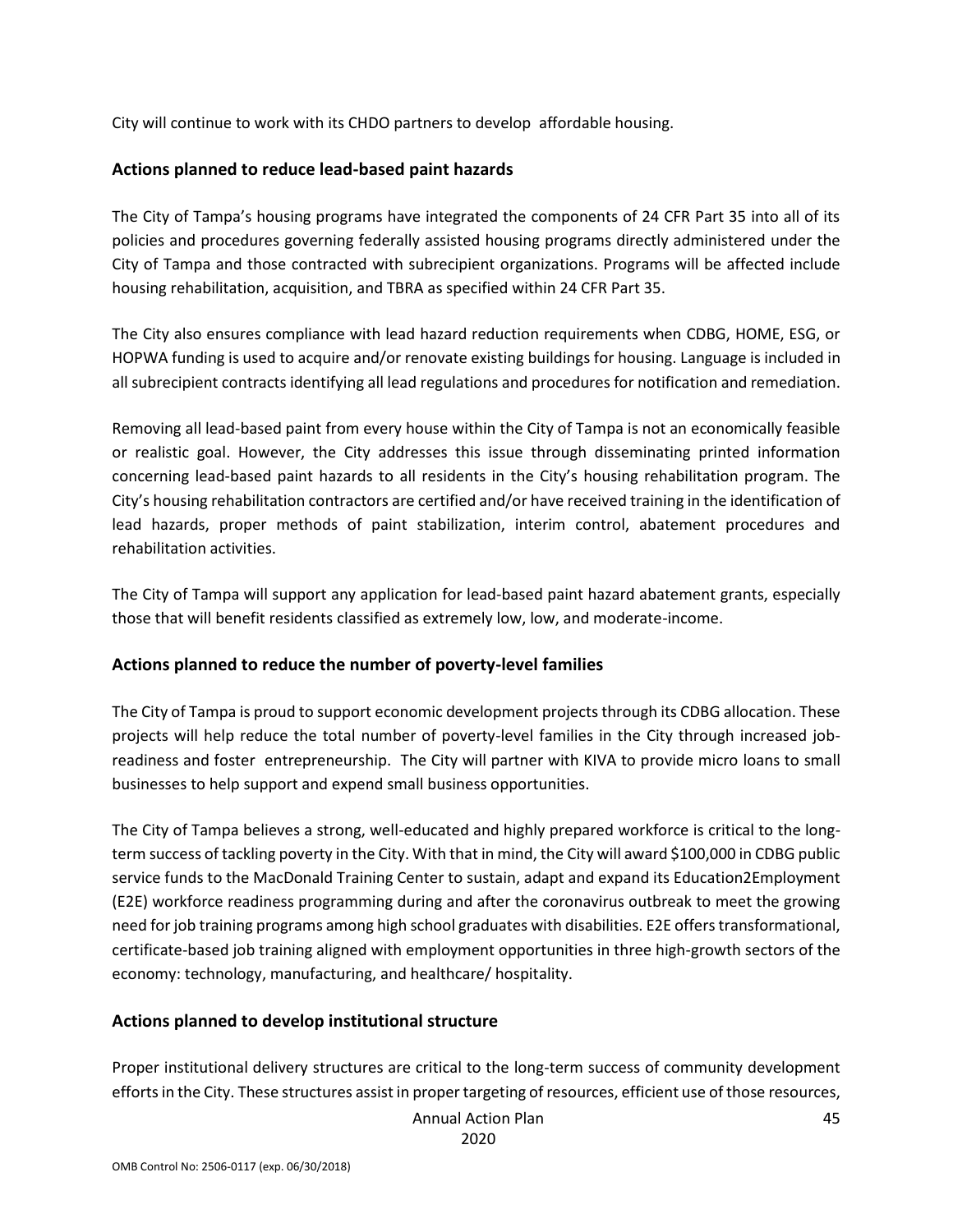City will continue to work with its CHDO partners to develop affordable housing.

## Actions planned to reduce lead-based paint hazards

The City of Tampa's housing programs have integrated the components of 24 CFR Part 35 into all of its policies and procedures governing federally assisted housing programs directly administered under the City of Tampa and those contracted with subrecipient organizations. Programs will be affected include housing rehabilitation, acquisition, and TBRA as specified within 24 CFR Part 35.

The City also ensures compliance with lead hazard reduction requirements when CDBG, HOME, ESG, or HOPWA funding is used to acquire and/or renovate existing buildings for housing. Language is included in all subrecipient contracts identifying all lead regulations and procedures for notification and remediation.

Removing all lead-based paint from every house within the City of Tampa is not an economically feasible or realistic goal. However, the City addresses this issue through disseminating printed information concerning lead-based paint hazards to all residents in the City's housing rehabilitation program. The City's housing rehabilitation contractors are certified and/or have received training in the identification of lead hazards, proper methods of paint stabilization, interim control, abatement procedures and rehabilitation activities.

The City of Tampa will support any application for lead-based paint hazard abatement grants, especially those that will benefit residents classified as extremely low, low, and moderate-income.

## Actions planned to reduce the number of poverty-level families

The City of Tampa is proud to support economic development projects through its CDBG allocation. These projects will help reduce the total number of poverty-level families in the City through increased job-readiness and foster entrepreneurship. The City will partner with KIVA to provide micro loans to small businesses to help support and expend small business opportunities.

The City of Tampa believes a strong, well-educated and highly prepared workforce is critical to the long-term success of tackling poverty in the City. With that in mind, the City will award $100,000 in CDBG public service funds to the MacDonald Training Center to sustain, adapt and expand its Education2Employment (E2E) workforce readiness programming during and after the coronavirus outbreak to meet the growing need for job training programs among high school graduates with disabilities. E2E offers transformational, certificate-based job training aligned with employment opportunities in three high-growth sectors of the economy: technology, manufacturing, and healthcare/ hospitality.

## Actions planned to develop institutional structure

Proper institutional delivery structures are critical to the long-term success of community development efforts in the City. These structures assist in proper targeting of resources, efficient use of those resources,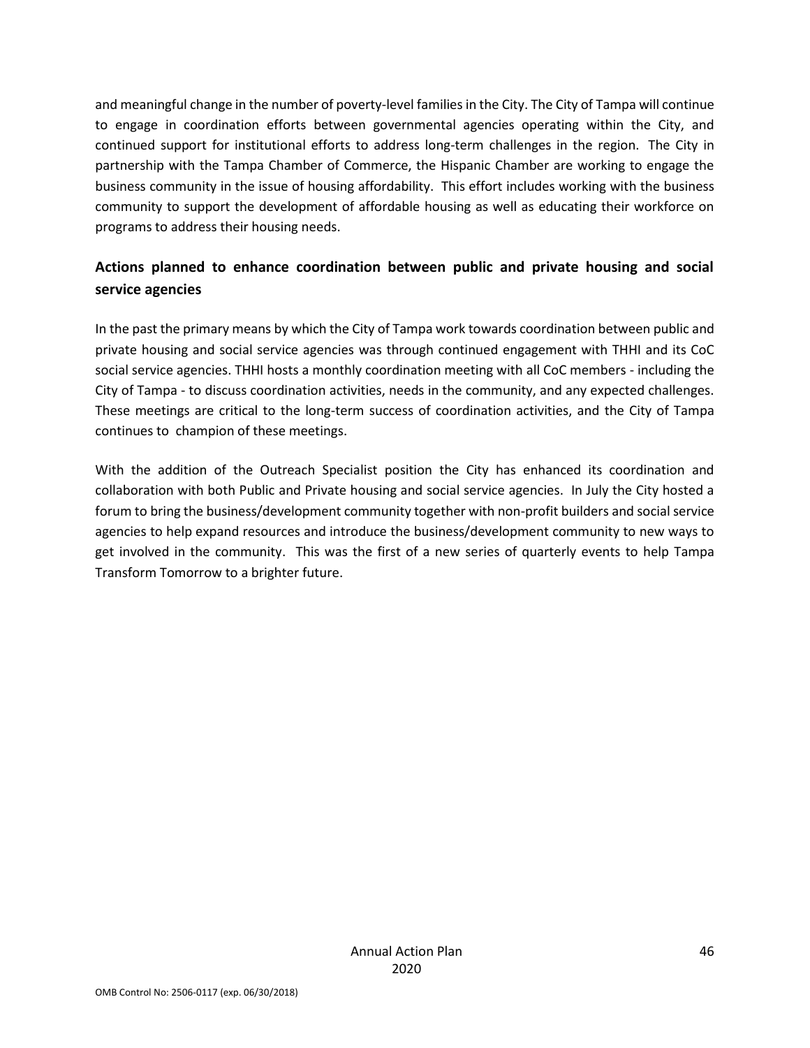and meaningful change in the number of poverty-level families in the City. The City of Tampa will continue to engage in coordination efforts between governmental agencies operating within the City, and continued support for institutional efforts to address long-term challenges in the region. The City in partnership with the Tampa Chamber of Commerce, the Hispanic Chamber are working to engage the business community in the issue of housing affordability. This effort includes working with the business community to support the development of affordable housing as well as educating their workforce on programs to address their housing needs.

## Actions planned to enhance coordination between public and private housing and social service agencies

In the past the primary means by which the City of Tampa work towards coordination between public and private housing and social service agencies was through continued engagement with THHI and its CoC social service agencies. THHI hosts a monthly coordination meeting with all CoC members - including the City of Tampa - to discuss coordination activities, needs in the community, and any expected challenges. These meetings are critical to the long-term success of coordination activities, and the City of Tampa continues to champion of these meetings.

With the addition of the Outreach Specialist position the City has enhanced its coordination and collaboration with both Public and Private housing and social service agencies. In July the City hosted a forum to bring the business/development community together with non-profit builders and social service agencies to help expand resources and introduce the business/development community to new ways to get involved in the community. This was the first of a new series of quarterly events to help Tampa Transform Tomorrow to a brighter future.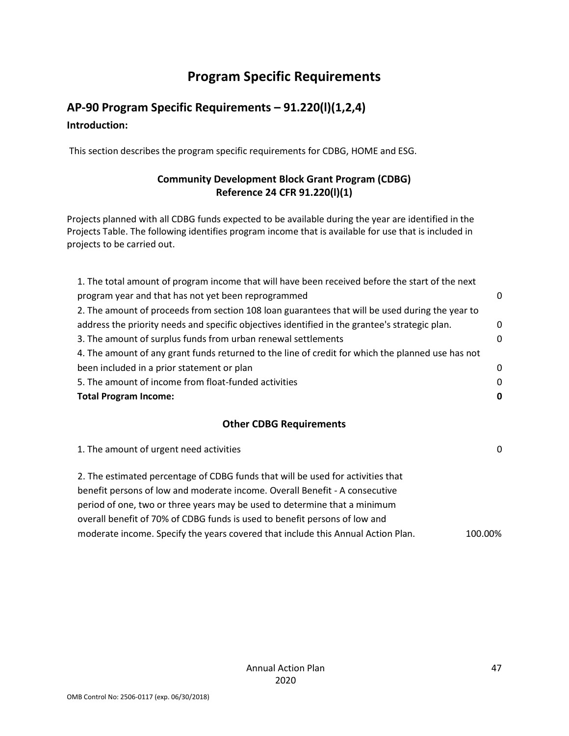# Program Specific Requirements

## AP-90 Program Specific Requirements – 91.220(l)(1,2,4)

### Introduction:

This section describes the program specific requirements for CDBG, HOME and ESG.

**Community Development Block Grant Program (CDBG)**
**Reference 24 CFR 91.220(l)(1)**

Projects planned with all CDBG funds expected to be available during the year are identified in the Projects Table. The following identifies program income that is available for use that is included in projects to be carried out.

| | |
|---|---|
| 1. The total amount of program income that will have been received before the start of the next program year and that has not yet been reprogrammed | 0 |
| 2. The amount of proceeds from section 108 loan guarantees that will be used during the year to address the priority needs and specific objectives identified in the grantee's strategic plan. | 0 |
| 3. The amount of surplus funds from urban renewal settlements | 0 |
| 4. The amount of any grant funds returned to the line of credit for which the planned use has not been included in a prior statement or plan | 0 |
| 5. The amount of income from float-funded activities | 0 |
| **Total Program Income:** | **0** |

**Other CDBG Requirements**

| | |
|---|---|
| 1. The amount of urgent need activities | 0 |
| 2. The estimated percentage of CDBG funds that will be used for activities that benefit persons of low and moderate income. Overall Benefit - A consecutive period of one, two or three years may be used to determine that a minimum overall benefit of 70% of CDBG funds is used to benefit persons of low and moderate income. Specify the years covered that include this Annual Action Plan. | 100.00% |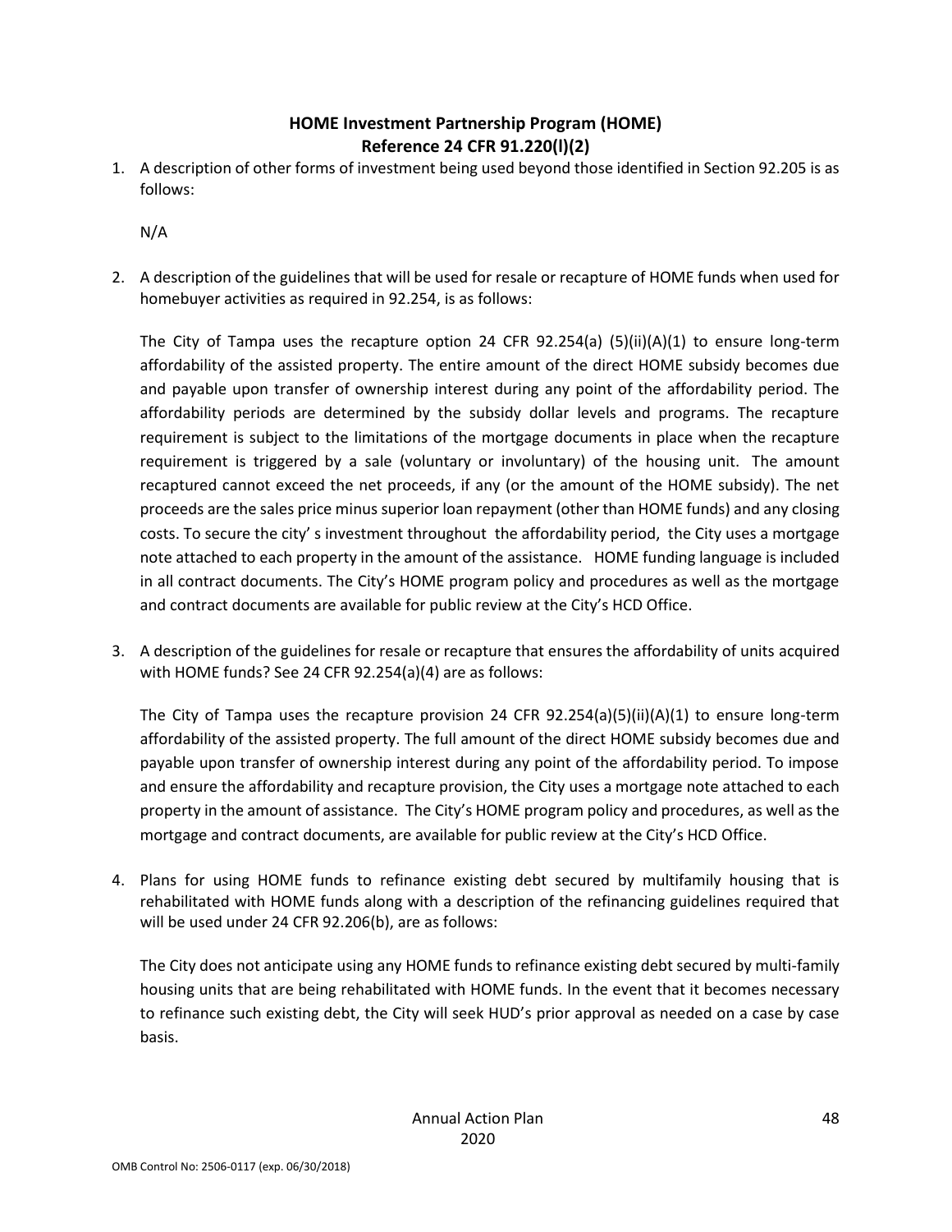## HOME Investment Partnership Program (HOME)
## Reference 24 CFR 91.220(l)(2)

1. A description of other forms of investment being used beyond those identified in Section 92.205 is as follows:

   N/A

2. A description of the guidelines that will be used for resale or recapture of HOME funds when used for homebuyer activities as required in 92.254, is as follows:

   The City of Tampa uses the recapture option 24 CFR 92.254(a) (5)(ii)(A)(1) to ensure long-term affordability of the assisted property. The entire amount of the direct HOME subsidy becomes due and payable upon transfer of ownership interest during any point of the affordability period. The affordability periods are determined by the subsidy dollar levels and programs. The recapture requirement is subject to the limitations of the mortgage documents in place when the recapture requirement is triggered by a sale (voluntary or involuntary) of the housing unit. The amount recaptured cannot exceed the net proceeds, if any (or the amount of the HOME subsidy). The net proceeds are the sales price minus superior loan repayment (other than HOME funds) and any closing costs. To secure the city' s investment throughout the affordability period, the City uses a mortgage note attached to each property in the amount of the assistance. HOME funding language is included in all contract documents. The City's HOME program policy and procedures as well as the mortgage and contract documents are available for public review at the City's HCD Office.

3. A description of the guidelines for resale or recapture that ensures the affordability of units acquired with HOME funds? See 24 CFR 92.254(a)(4) are as follows:

   The City of Tampa uses the recapture provision 24 CFR 92.254(a)(5)(ii)(A)(1) to ensure long-term affordability of the assisted property. The full amount of the direct HOME subsidy becomes due and payable upon transfer of ownership interest during any point of the affordability period. To impose and ensure the affordability and recapture provision, the City uses a mortgage note attached to each property in the amount of assistance. The City's HOME program policy and procedures, as well as the mortgage and contract documents, are available for public review at the City's HCD Office.

4. Plans for using HOME funds to refinance existing debt secured by multifamily housing that is rehabilitated with HOME funds along with a description of the refinancing guidelines required that will be used under 24 CFR 92.206(b), are as follows:

   The City does not anticipate using any HOME funds to refinance existing debt secured by multi-family housing units that are being rehabilitated with HOME funds. In the event that it becomes necessary to refinance such existing debt, the City will seek HUD's prior approval as needed on a case by case basis.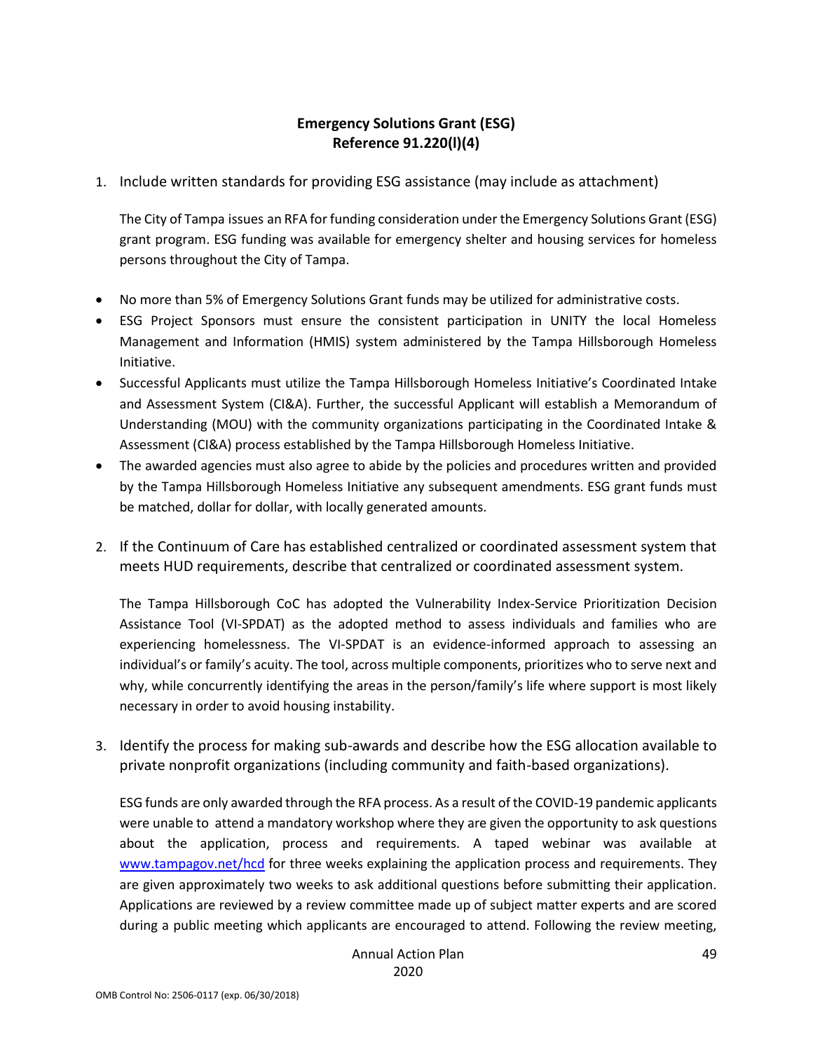# Emergency Solutions Grant (ESG)
# Reference 91.220(l)(4)

1. Include written standards for providing ESG assistance (may include as attachment)

   The City of Tampa issues an RFA for funding consideration under the Emergency Solutions Grant (ESG) grant program. ESG funding was available for emergency shelter and housing services for homeless persons throughout the City of Tampa.

- No more than 5% of Emergency Solutions Grant funds may be utilized for administrative costs.
- ESG Project Sponsors must ensure the consistent participation in UNITY the local Homeless Management and Information (HMIS) system administered by the Tampa Hillsborough Homeless Initiative.
- Successful Applicants must utilize the Tampa Hillsborough Homeless Initiative's Coordinated Intake and Assessment System (CI&A). Further, the successful Applicant will establish a Memorandum of Understanding (MOU) with the community organizations participating in the Coordinated Intake & Assessment (CI&A) process established by the Tampa Hillsborough Homeless Initiative.
- The awarded agencies must also agree to abide by the policies and procedures written and provided by the Tampa Hillsborough Homeless Initiative any subsequent amendments. ESG grant funds must be matched, dollar for dollar, with locally generated amounts.

2. If the Continuum of Care has established centralized or coordinated assessment system that meets HUD requirements, describe that centralized or coordinated assessment system.

   The Tampa Hillsborough CoC has adopted the Vulnerability Index-Service Prioritization Decision Assistance Tool (VI-SPDAT) as the adopted method to assess individuals and families who are experiencing homelessness. The VI-SPDAT is an evidence-informed approach to assessing an individual's or family's acuity. The tool, across multiple components, prioritizes who to serve next and why, while concurrently identifying the areas in the person/family's life where support is most likely necessary in order to avoid housing instability.

3. Identify the process for making sub-awards and describe how the ESG allocation available to private nonprofit organizations (including community and faith-based organizations).

   ESG funds are only awarded through the RFA process. As a result of the COVID-19 pandemic applicants were unable to attend a mandatory workshop where they are given the opportunity to ask questions about the application, process and requirements. A taped webinar was available at www.tampagov.net/hcd for three weeks explaining the application process and requirements. They are given approximately two weeks to ask additional questions before submitting their application. Applications are reviewed by a review committee made up of subject matter experts and are scored during a public meeting which applicants are encouraged to attend. Following the review meeting,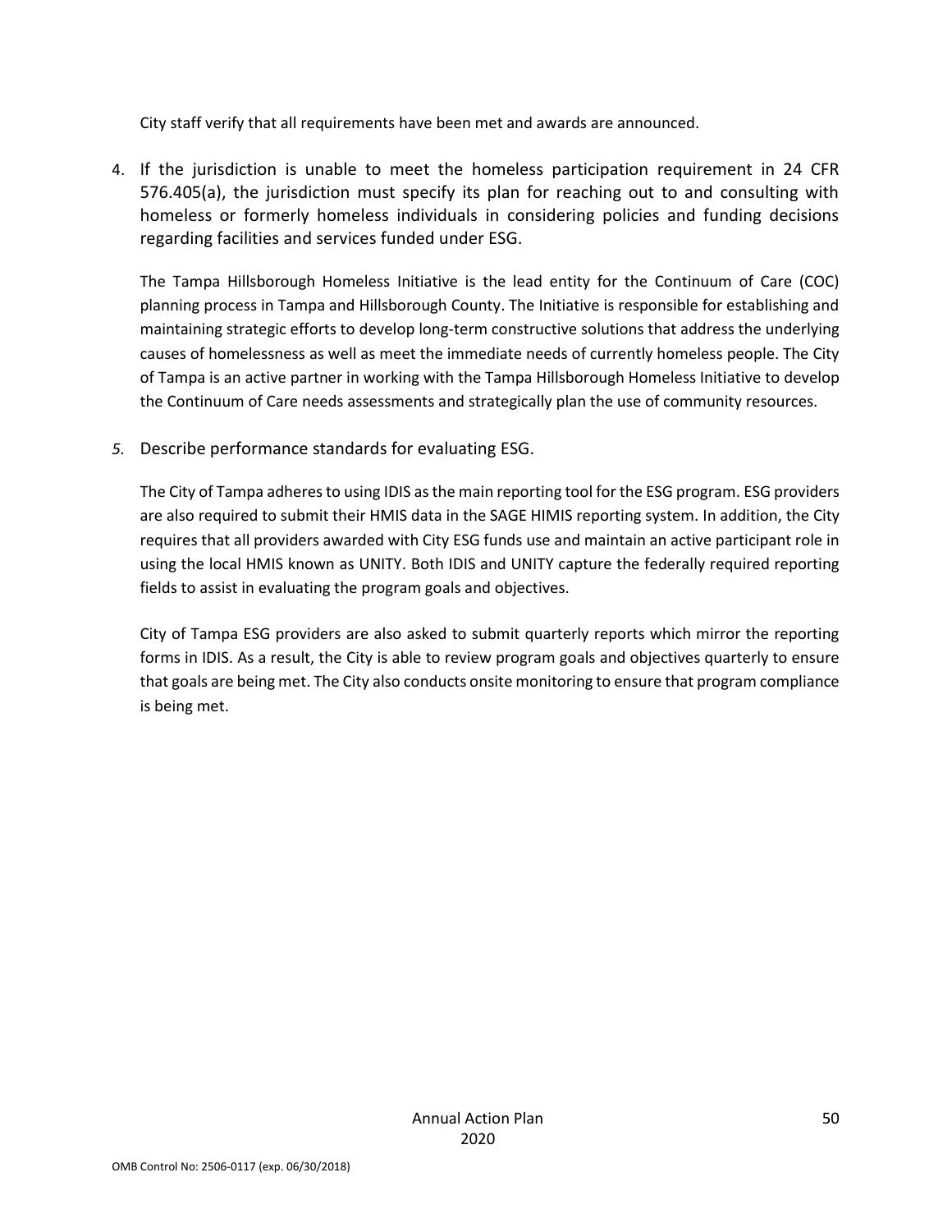City staff verify that all requirements have been met and awards are announced.

4. If the jurisdiction is unable to meet the homeless participation requirement in 24 CFR 576.405(a), the jurisdiction must specify its plan for reaching out to and consulting with homeless or formerly homeless individuals in considering policies and funding decisions regarding facilities and services funded under ESG.

   The Tampa Hillsborough Homeless Initiative is the lead entity for the Continuum of Care (COC) planning process in Tampa and Hillsborough County. The Initiative is responsible for establishing and maintaining strategic efforts to develop long-term constructive solutions that address the underlying causes of homelessness as well as meet the immediate needs of currently homeless people. The City of Tampa is an active partner in working with the Tampa Hillsborough Homeless Initiative to develop the Continuum of Care needs assessments and strategically plan the use of community resources.

5. Describe performance standards for evaluating ESG.

   The City of Tampa adheres to using IDIS as the main reporting tool for the ESG program. ESG providers are also required to submit their HMIS data in the SAGE HIMIS reporting system. In addition, the City requires that all providers awarded with City ESG funds use and maintain an active participant role in using the local HMIS known as UNITY. Both IDIS and UNITY capture the federally required reporting fields to assist in evaluating the program goals and objectives.

   City of Tampa ESG providers are also asked to submit quarterly reports which mirror the reporting forms in IDIS. As a result, the City is able to review program goals and objectives quarterly to ensure that goals are being met. The City also conducts onsite monitoring to ensure that program compliance is being met.